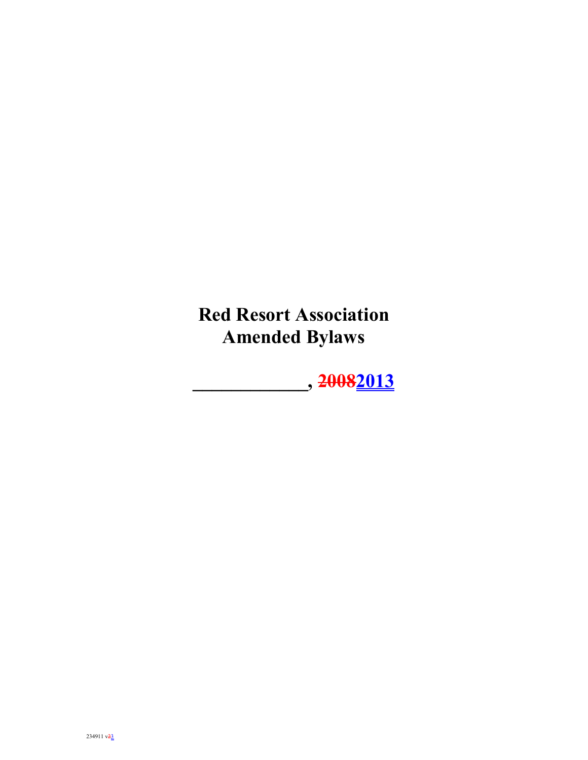# Red Resort Association Amended Bylaws

**_____________, ~~2008~~2013**

234911 v~~2~~3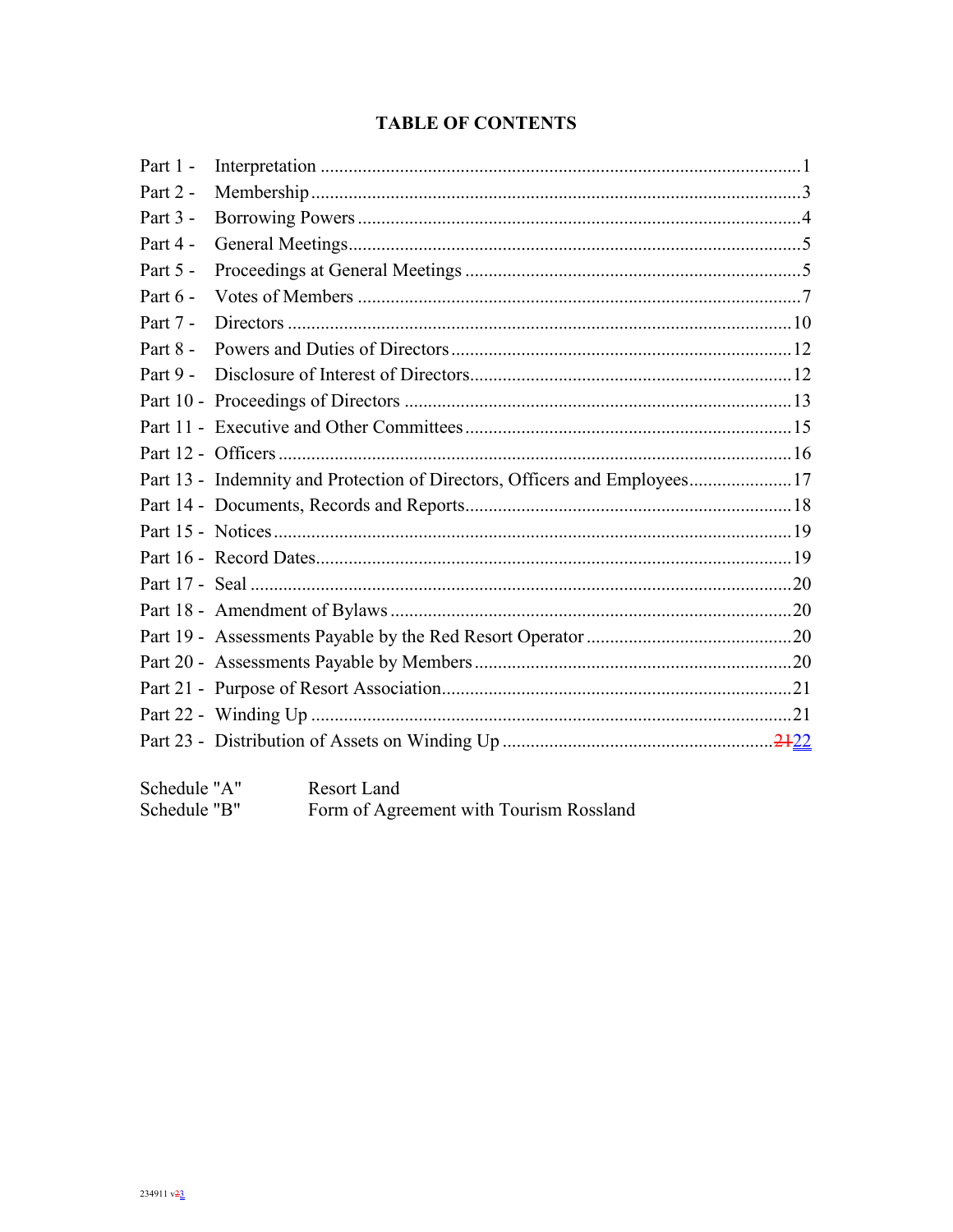# TABLE OF CONTENTS

| | | |
|---|---|---|
| Part 1 - | Interpretation | 1 |
| Part 2 - | Membership | 3 |
| Part 3 - | Borrowing Powers | 4 |
| Part 4 - | General Meetings | 5 |
| Part 5 - | Proceedings at General Meetings | 5 |
| Part 6 - | Votes of Members | 7 |
| Part 7 - | Directors | 10 |
| Part 8 - | Powers and Duties of Directors | 12 |
| Part 9 - | Disclosure of Interest of Directors | 12 |
| Part 10 - | Proceedings of Directors | 13 |
| Part 11 - | Executive and Other Committees | 15 |
| Part 12 - | Officers | 16 |
| Part 13 - | Indemnity and Protection of Directors, Officers and Employees | 17 |
| Part 14 - | Documents, Records and Reports | 18 |
| Part 15 - | Notices | 19 |
| Part 16 - | Record Dates | 19 |
| Part 17 - | Seal | 20 |
| Part 18 - | Amendment of Bylaws | 20 |
| Part 19 - | Assessments Payable by the Red Resort Operator | 20 |
| Part 20 - | Assessments Payable by Members | 20 |
| Part 21 - | Purpose of Resort Association | 21 |
| Part 22 - | Winding Up | 21 |
| Part 23 - | Distribution of Assets on Winding Up | ~~21~~22 |

| | |
|---|---|
| Schedule "A" | Resort Land |
| Schedule "B" | Form of Agreement with Tourism Rossland |

234911 v~~2~~3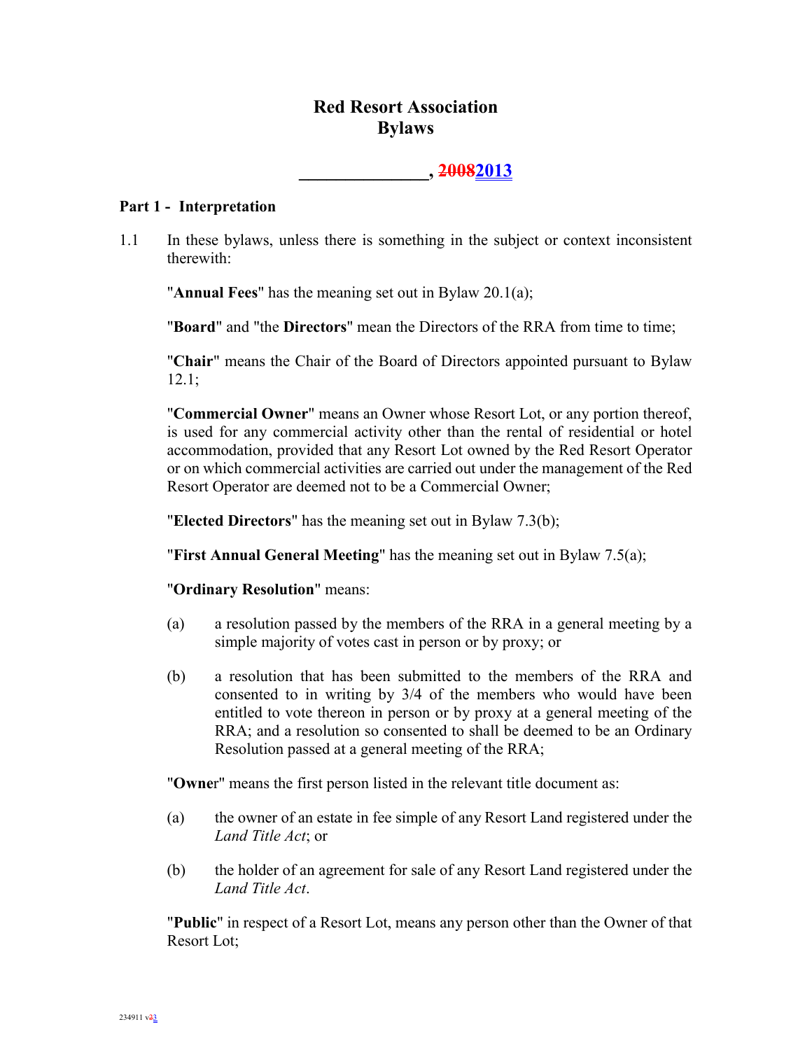# Red Resort Association
# Bylaws

**_______________, ~~2008~~2013**

## Part 1 - Interpretation

1.1 In these bylaws, unless there is something in the subject or context inconsistent therewith:

"**Annual Fees**" has the meaning set out in Bylaw 20.1(a);

"**Board**" and "the **Directors**" mean the Directors of the RRA from time to time;

"**Chair**" means the Chair of the Board of Directors appointed pursuant to Bylaw 12.1;

"**Commercial Owner**" means an Owner whose Resort Lot, or any portion thereof, is used for any commercial activity other than the rental of residential or hotel accommodation, provided that any Resort Lot owned by the Red Resort Operator or on which commercial activities are carried out under the management of the Red Resort Operator are deemed not to be a Commercial Owner;

"**Elected Directors**" has the meaning set out in Bylaw 7.3(b);

"**First Annual General Meeting**" has the meaning set out in Bylaw 7.5(a);

"**Ordinary Resolution**" means:

(a) a resolution passed by the members of the RRA in a general meeting by a simple majority of votes cast in person or by proxy; or

(b) a resolution that has been submitted to the members of the RRA and consented to in writing by 3/4 of the members who would have been entitled to vote thereon in person or by proxy at a general meeting of the RRA; and a resolution so consented to shall be deemed to be an Ordinary Resolution passed at a general meeting of the RRA;

"**Owner**" means the first person listed in the relevant title document as:

(a) the owner of an estate in fee simple of any Resort Land registered under the *Land Title Act*; or

(b) the holder of an agreement for sale of any Resort Land registered under the *Land Title Act*.

"**Public**" in respect of a Resort Lot, means any person other than the Owner of that Resort Lot;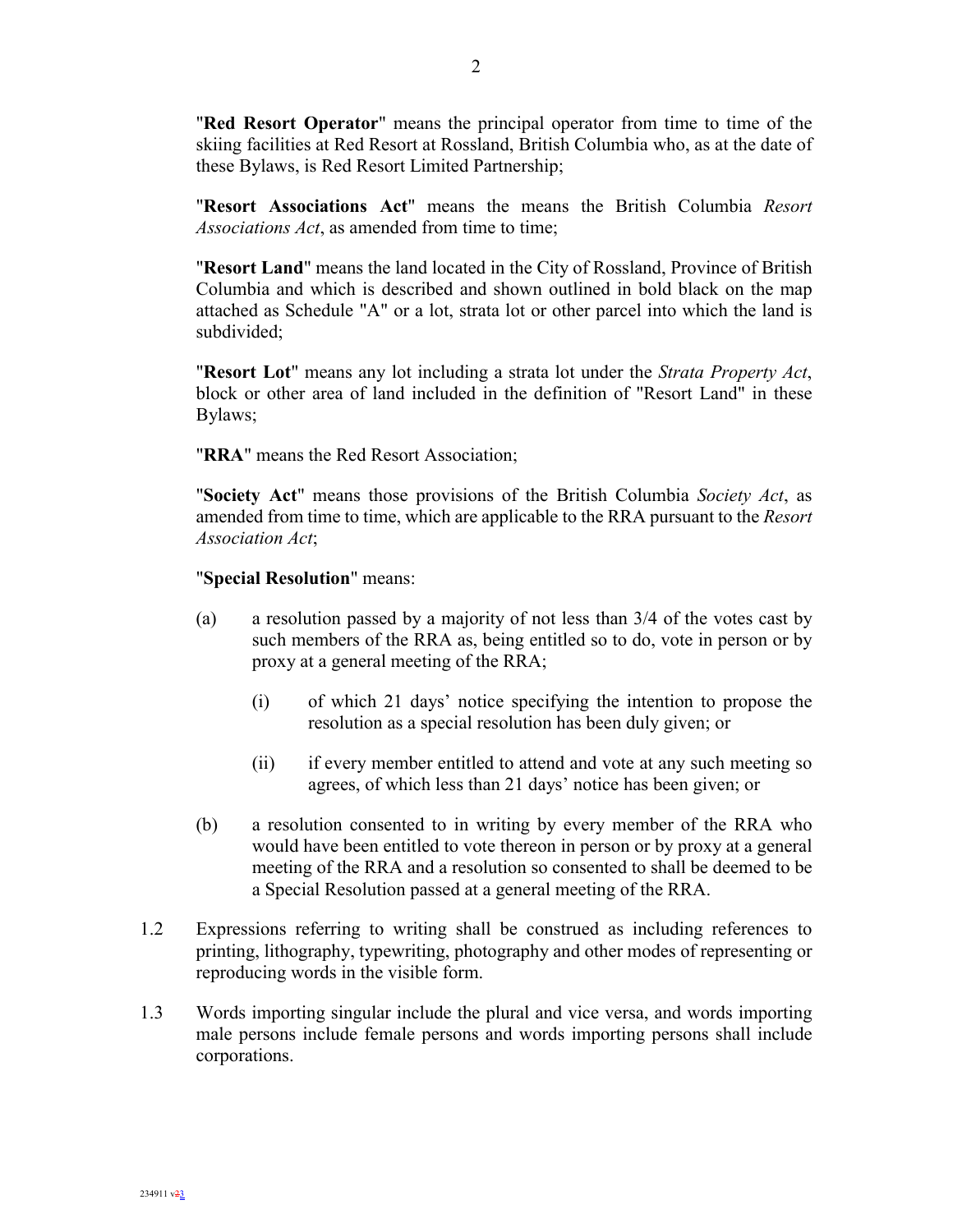"**Red Resort Operator**" means the principal operator from time to time of the skiing facilities at Red Resort at Rossland, British Columbia who, as at the date of these Bylaws, is Red Resort Limited Partnership;

"**Resort Associations Act**" means the means the British Columbia *Resort Associations Act*, as amended from time to time;

"**Resort Land**" means the land located in the City of Rossland, Province of British Columbia and which is described and shown outlined in bold black on the map attached as Schedule "A" or a lot, strata lot or other parcel into which the land is subdivided;

"**Resort Lot**" means any lot including a strata lot under the *Strata Property Act*, block or other area of land included in the definition of "Resort Land" in these Bylaws;

"**RRA**" means the Red Resort Association;

"**Society Act**" means those provisions of the British Columbia *Society Act*, as amended from time to time, which are applicable to the RRA pursuant to the *Resort Association Act*;

"**Special Resolution**" means:

(a) a resolution passed by a majority of not less than 3/4 of the votes cast by such members of the RRA as, being entitled so to do, vote in person or by proxy at a general meeting of the RRA;

 (i) of which 21 days' notice specifying the intention to propose the resolution as a special resolution has been duly given; or

 (ii) if every member entitled to attend and vote at any such meeting so agrees, of which less than 21 days' notice has been given; or

(b) a resolution consented to in writing by every member of the RRA who would have been entitled to vote thereon in person or by proxy at a general meeting of the RRA and a resolution so consented to shall be deemed to be a Special Resolution passed at a general meeting of the RRA.

1.2 Expressions referring to writing shall be construed as including references to printing, lithography, typewriting, photography and other modes of representing or reproducing words in the visible form.

1.3 Words importing singular include the plural and vice versa, and words importing male persons include female persons and words importing persons shall include corporations.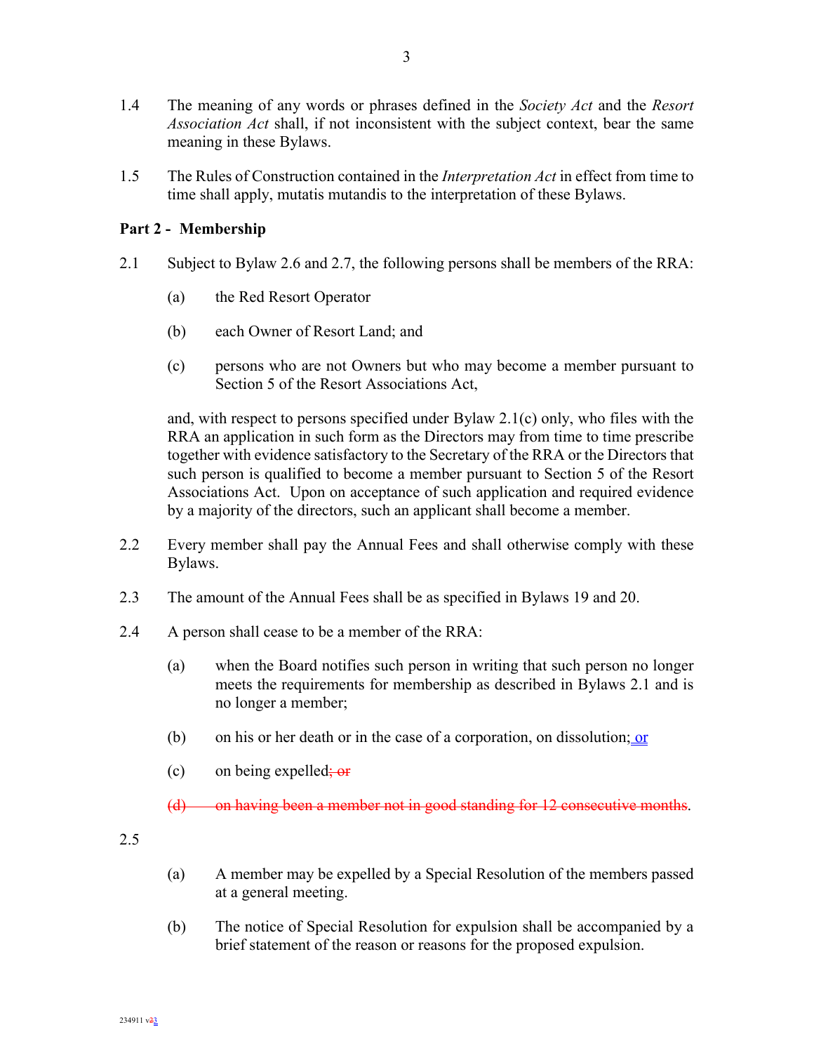1.4 The meaning of any words or phrases defined in the *Society Act* and the *Resort Association Act* shall, if not inconsistent with the subject context, bear the same meaning in these Bylaws.

1.5 The Rules of Construction contained in the *Interpretation Act* in effect from time to time shall apply, mutatis mutandis to the interpretation of these Bylaws.

**Part 2 - Membership**

2.1 Subject to Bylaw 2.6 and 2.7, the following persons shall be members of the RRA:

(a) the Red Resort Operator

(b) each Owner of Resort Land; and

(c) persons who are not Owners but who may become a member pursuant to Section 5 of the Resort Associations Act,

and, with respect to persons specified under Bylaw 2.1(c) only, who files with the RRA an application in such form as the Directors may from time to time prescribe together with evidence satisfactory to the Secretary of the RRA or the Directors that such person is qualified to become a member pursuant to Section 5 of the Resort Associations Act. Upon on acceptance of such application and required evidence by a majority of the directors, such an applicant shall become a member.

2.2 Every member shall pay the Annual Fees and shall otherwise comply with these Bylaws.

2.3 The amount of the Annual Fees shall be as specified in Bylaws 19 and 20.

2.4 A person shall cease to be a member of the RRA:

(a) when the Board notifies such person in writing that such person no longer meets the requirements for membership as described in Bylaws 2.1 and is no longer a member;

(b) on his or her death or in the case of a corporation, on dissolution; or

(c) on being expelled~~; or~~

~~(d) on having been a member not in good standing for 12 consecutive months~~.

2.5

(a) A member may be expelled by a Special Resolution of the members passed at a general meeting.

(b) The notice of Special Resolution for expulsion shall be accompanied by a brief statement of the reason or reasons for the proposed expulsion.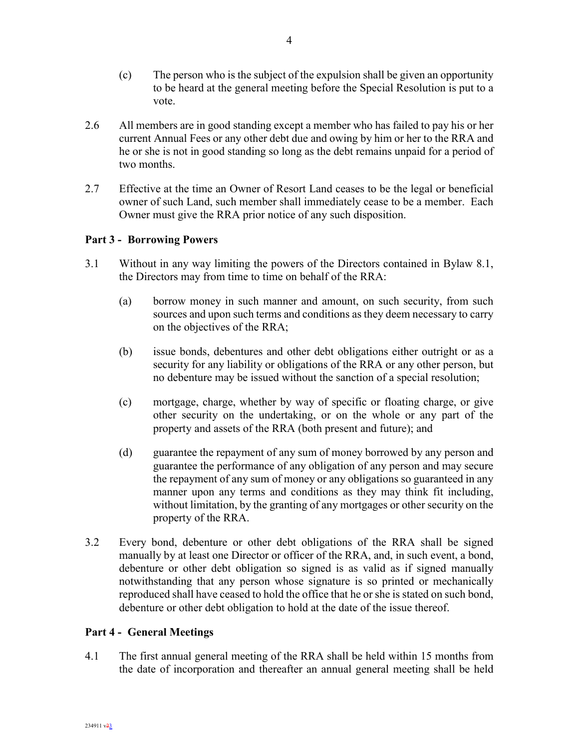(c) The person who is the subject of the expulsion shall be given an opportunity to be heard at the general meeting before the Special Resolution is put to a vote.

2.6 All members are in good standing except a member who has failed to pay his or her current Annual Fees or any other debt due and owing by him or her to the RRA and he or she is not in good standing so long as the debt remains unpaid for a period of two months.

2.7 Effective at the time an Owner of Resort Land ceases to be the legal or beneficial owner of such Land, such member shall immediately cease to be a member. Each Owner must give the RRA prior notice of any such disposition.

## Part 3 - Borrowing Powers

3.1 Without in any way limiting the powers of the Directors contained in Bylaw 8.1, the Directors may from time to time on behalf of the RRA:

(a) borrow money in such manner and amount, on such security, from such sources and upon such terms and conditions as they deem necessary to carry on the objectives of the RRA;

(b) issue bonds, debentures and other debt obligations either outright or as a security for any liability or obligations of the RRA or any other person, but no debenture may be issued without the sanction of a special resolution;

(c) mortgage, charge, whether by way of specific or floating charge, or give other security on the undertaking, or on the whole or any part of the property and assets of the RRA (both present and future); and

(d) guarantee the repayment of any sum of money borrowed by any person and guarantee the performance of any obligation of any person and may secure the repayment of any sum of money or any obligations so guaranteed in any manner upon any terms and conditions as they may think fit including, without limitation, by the granting of any mortgages or other security on the property of the RRA.

3.2 Every bond, debenture or other debt obligations of the RRA shall be signed manually by at least one Director or officer of the RRA, and, in such event, a bond, debenture or other debt obligation so signed is as valid as if signed manually notwithstanding that any person whose signature is so printed or mechanically reproduced shall have ceased to hold the office that he or she is stated on such bond, debenture or other debt obligation to hold at the date of the issue thereof.

## Part 4 - General Meetings

4.1 The first annual general meeting of the RRA shall be held within 15 months from the date of incorporation and thereafter an annual general meeting shall be held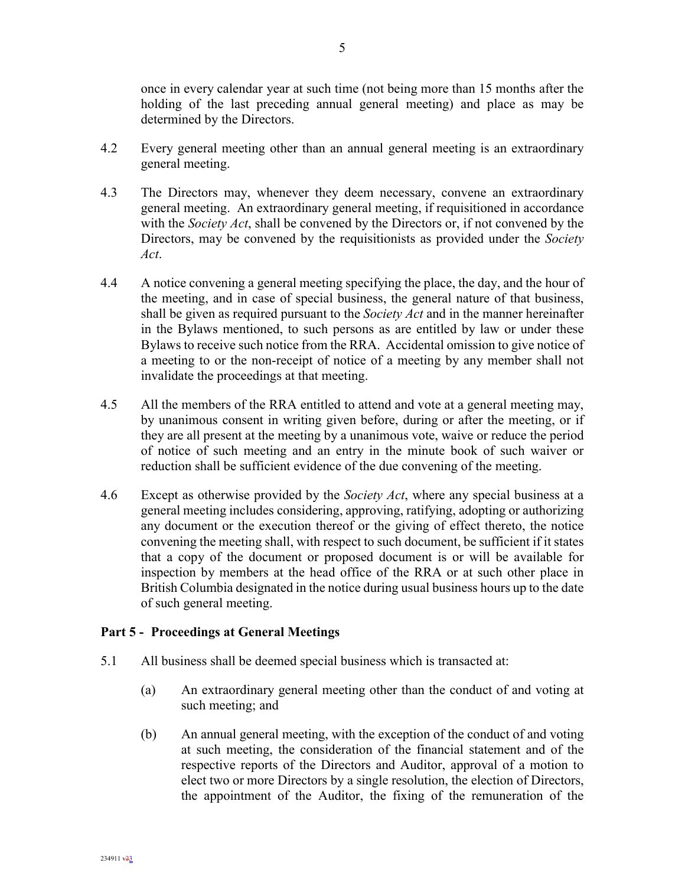once in every calendar year at such time (not being more than 15 months after the holding of the last preceding annual general meeting) and place as may be determined by the Directors.

4.2 Every general meeting other than an annual general meeting is an extraordinary general meeting.

4.3 The Directors may, whenever they deem necessary, convene an extraordinary general meeting. An extraordinary general meeting, if requisitioned in accordance with the *Society Act*, shall be convened by the Directors or, if not convened by the Directors, may be convened by the requisitionists as provided under the *Society Act*.

4.4 A notice convening a general meeting specifying the place, the day, and the hour of the meeting, and in case of special business, the general nature of that business, shall be given as required pursuant to the *Society Act* and in the manner hereinafter in the Bylaws mentioned, to such persons as are entitled by law or under these Bylaws to receive such notice from the RRA. Accidental omission to give notice of a meeting to or the non-receipt of notice of a meeting by any member shall not invalidate the proceedings at that meeting.

4.5 All the members of the RRA entitled to attend and vote at a general meeting may, by unanimous consent in writing given before, during or after the meeting, or if they are all present at the meeting by a unanimous vote, waive or reduce the period of notice of such meeting and an entry in the minute book of such waiver or reduction shall be sufficient evidence of the due convening of the meeting.

4.6 Except as otherwise provided by the *Society Act*, where any special business at a general meeting includes considering, approving, ratifying, adopting or authorizing any document or the execution thereof or the giving of effect thereto, the notice convening the meeting shall, with respect to such document, be sufficient if it states that a copy of the document or proposed document is or will be available for inspection by members at the head office of the RRA or at such other place in British Columbia designated in the notice during usual business hours up to the date of such general meeting.

## Part 5 - Proceedings at General Meetings

5.1 All business shall be deemed special business which is transacted at:

(a) An extraordinary general meeting other than the conduct of and voting at such meeting; and

(b) An annual general meeting, with the exception of the conduct of and voting at such meeting, the consideration of the financial statement and of the respective reports of the Directors and Auditor, approval of a motion to elect two or more Directors by a single resolution, the election of Directors, the appointment of the Auditor, the fixing of the remuneration of the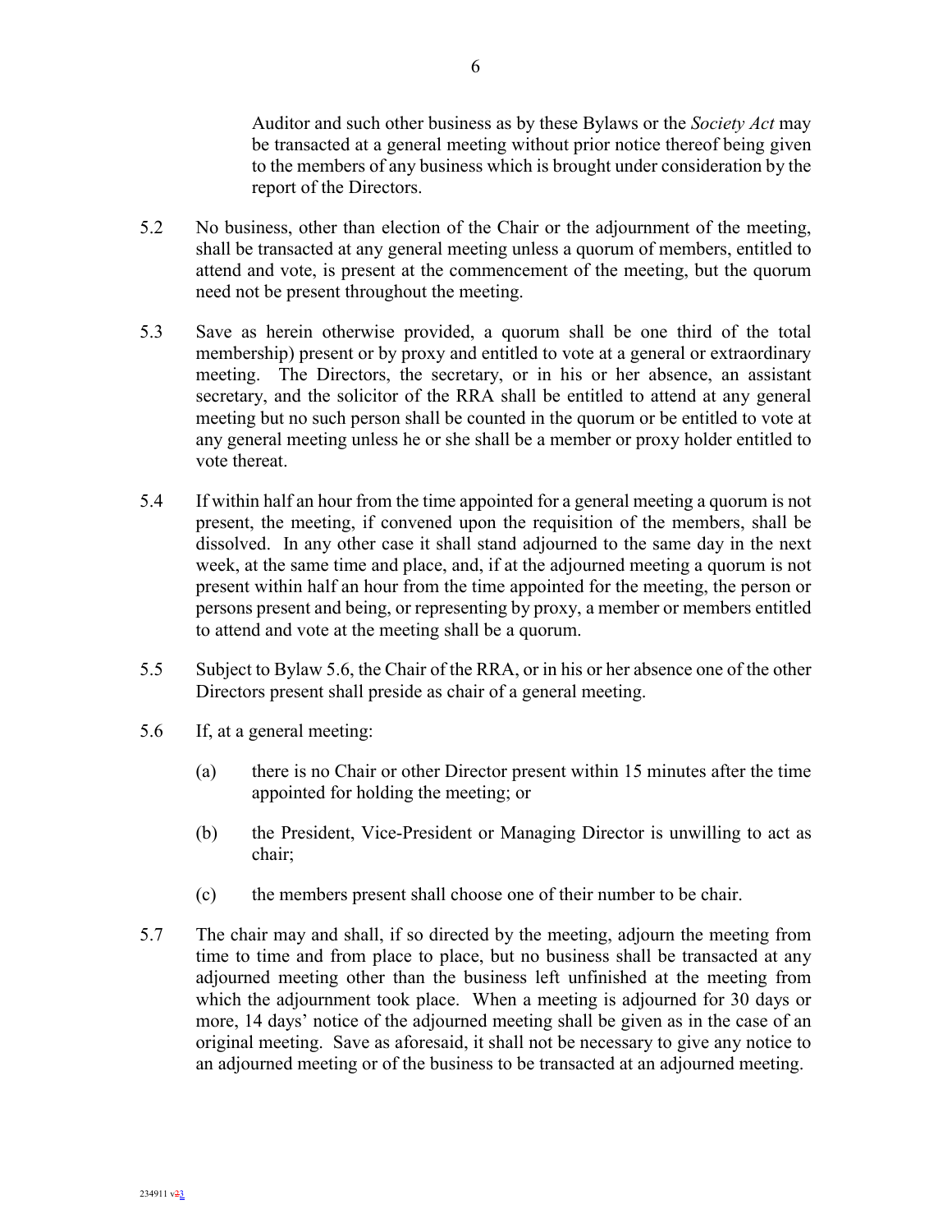Auditor and such other business as by these Bylaws or the *Society Act* may be transacted at a general meeting without prior notice thereof being given to the members of any business which is brought under consideration by the report of the Directors.

5.2 No business, other than election of the Chair or the adjournment of the meeting, shall be transacted at any general meeting unless a quorum of members, entitled to attend and vote, is present at the commencement of the meeting, but the quorum need not be present throughout the meeting.

5.3 Save as herein otherwise provided, a quorum shall be one third of the total membership) present or by proxy and entitled to vote at a general or extraordinary meeting. The Directors, the secretary, or in his or her absence, an assistant secretary, and the solicitor of the RRA shall be entitled to attend at any general meeting but no such person shall be counted in the quorum or be entitled to vote at any general meeting unless he or she shall be a member or proxy holder entitled to vote thereat.

5.4 If within half an hour from the time appointed for a general meeting a quorum is not present, the meeting, if convened upon the requisition of the members, shall be dissolved. In any other case it shall stand adjourned to the same day in the next week, at the same time and place, and, if at the adjourned meeting a quorum is not present within half an hour from the time appointed for the meeting, the person or persons present and being, or representing by proxy, a member or members entitled to attend and vote at the meeting shall be a quorum.

5.5 Subject to Bylaw 5.6, the Chair of the RRA, or in his or her absence one of the other Directors present shall preside as chair of a general meeting.

5.6 If, at a general meeting:

(a) there is no Chair or other Director present within 15 minutes after the time appointed for holding the meeting; or

(b) the President, Vice-President or Managing Director is unwilling to act as chair;

(c) the members present shall choose one of their number to be chair.

5.7 The chair may and shall, if so directed by the meeting, adjourn the meeting from time to time and from place to place, but no business shall be transacted at any adjourned meeting other than the business left unfinished at the meeting from which the adjournment took place. When a meeting is adjourned for 30 days or more, 14 days' notice of the adjourned meeting shall be given as in the case of an original meeting. Save as aforesaid, it shall not be necessary to give any notice to an adjourned meeting or of the business to be transacted at an adjourned meeting.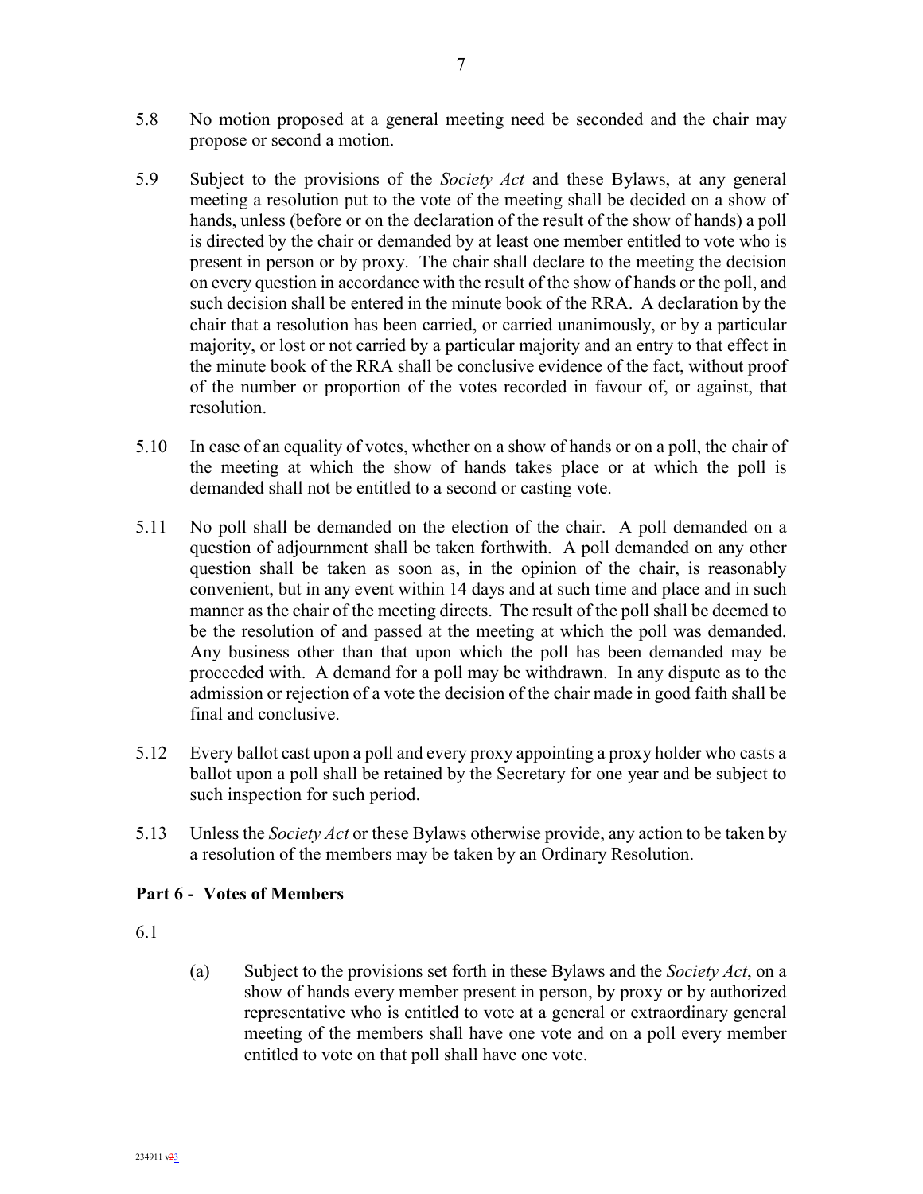5.8 No motion proposed at a general meeting need be seconded and the chair may propose or second a motion.

5.9 Subject to the provisions of the *Society Act* and these Bylaws, at any general meeting a resolution put to the vote of the meeting shall be decided on a show of hands, unless (before or on the declaration of the result of the show of hands) a poll is directed by the chair or demanded by at least one member entitled to vote who is present in person or by proxy. The chair shall declare to the meeting the decision on every question in accordance with the result of the show of hands or the poll, and such decision shall be entered in the minute book of the RRA. A declaration by the chair that a resolution has been carried, or carried unanimously, or by a particular majority, or lost or not carried by a particular majority and an entry to that effect in the minute book of the RRA shall be conclusive evidence of the fact, without proof of the number or proportion of the votes recorded in favour of, or against, that resolution.

5.10 In case of an equality of votes, whether on a show of hands or on a poll, the chair of the meeting at which the show of hands takes place or at which the poll is demanded shall not be entitled to a second or casting vote.

5.11 No poll shall be demanded on the election of the chair. A poll demanded on a question of adjournment shall be taken forthwith. A poll demanded on any other question shall be taken as soon as, in the opinion of the chair, is reasonably convenient, but in any event within 14 days and at such time and place and in such manner as the chair of the meeting directs. The result of the poll shall be deemed to be the resolution of and passed at the meeting at which the poll was demanded. Any business other than that upon which the poll has been demanded may be proceeded with. A demand for a poll may be withdrawn. In any dispute as to the admission or rejection of a vote the decision of the chair made in good faith shall be final and conclusive.

5.12 Every ballot cast upon a poll and every proxy appointing a proxy holder who casts a ballot upon a poll shall be retained by the Secretary for one year and be subject to such inspection for such period.

5.13 Unless the *Society Act* or these Bylaws otherwise provide, any action to be taken by a resolution of the members may be taken by an Ordinary Resolution.

## Part 6 - Votes of Members

6.1

(a) Subject to the provisions set forth in these Bylaws and the *Society Act*, on a show of hands every member present in person, by proxy or by authorized representative who is entitled to vote at a general or extraordinary general meeting of the members shall have one vote and on a poll every member entitled to vote on that poll shall have one vote.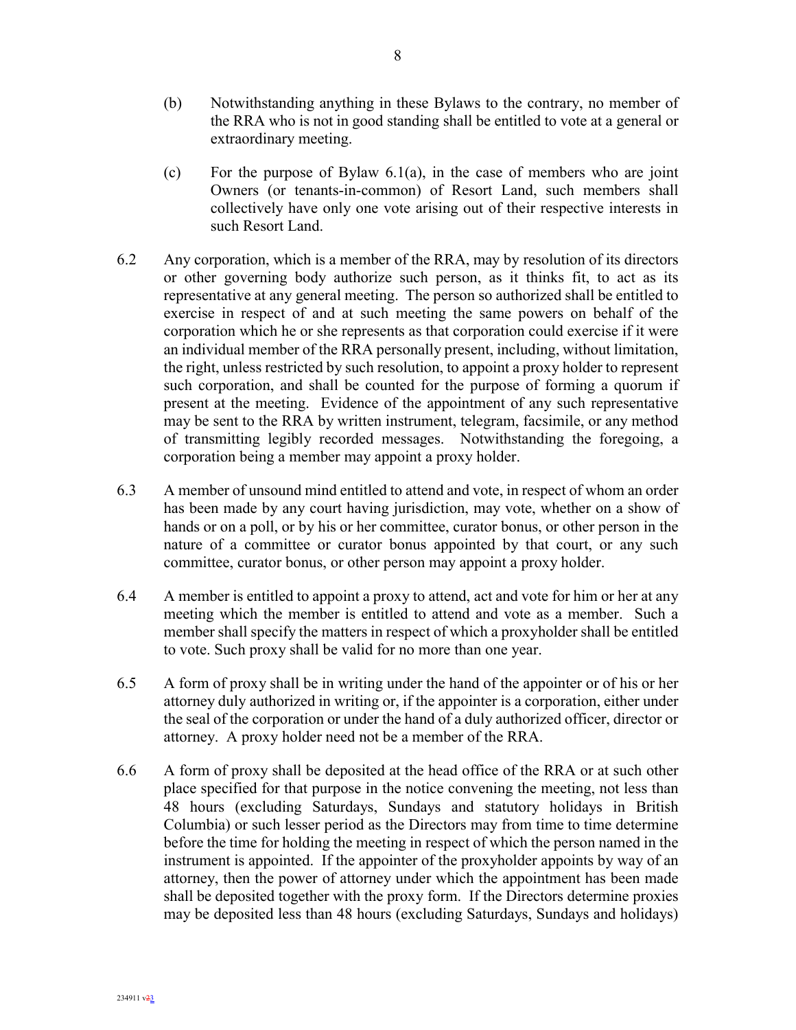(b) Notwithstanding anything in these Bylaws to the contrary, no member of the RRA who is not in good standing shall be entitled to vote at a general or extraordinary meeting.

(c) For the purpose of Bylaw 6.1(a), in the case of members who are joint Owners (or tenants-in-common) of Resort Land, such members shall collectively have only one vote arising out of their respective interests in such Resort Land.

6.2 Any corporation, which is a member of the RRA, may by resolution of its directors or other governing body authorize such person, as it thinks fit, to act as its representative at any general meeting. The person so authorized shall be entitled to exercise in respect of and at such meeting the same powers on behalf of the corporation which he or she represents as that corporation could exercise if it were an individual member of the RRA personally present, including, without limitation, the right, unless restricted by such resolution, to appoint a proxy holder to represent such corporation, and shall be counted for the purpose of forming a quorum if present at the meeting. Evidence of the appointment of any such representative may be sent to the RRA by written instrument, telegram, facsimile, or any method of transmitting legibly recorded messages. Notwithstanding the foregoing, a corporation being a member may appoint a proxy holder.

6.3 A member of unsound mind entitled to attend and vote, in respect of whom an order has been made by any court having jurisdiction, may vote, whether on a show of hands or on a poll, or by his or her committee, curator bonus, or other person in the nature of a committee or curator bonus appointed by that court, or any such committee, curator bonus, or other person may appoint a proxy holder.

6.4 A member is entitled to appoint a proxy to attend, act and vote for him or her at any meeting which the member is entitled to attend and vote as a member. Such a member shall specify the matters in respect of which a proxyholder shall be entitled to vote. Such proxy shall be valid for no more than one year.

6.5 A form of proxy shall be in writing under the hand of the appointer or of his or her attorney duly authorized in writing or, if the appointer is a corporation, either under the seal of the corporation or under the hand of a duly authorized officer, director or attorney. A proxy holder need not be a member of the RRA.

6.6 A form of proxy shall be deposited at the head office of the RRA or at such other place specified for that purpose in the notice convening the meeting, not less than 48 hours (excluding Saturdays, Sundays and statutory holidays in British Columbia) or such lesser period as the Directors may from time to time determine before the time for holding the meeting in respect of which the person named in the instrument is appointed. If the appointer of the proxyholder appoints by way of an attorney, then the power of attorney under which the appointment has been made shall be deposited together with the proxy form. If the Directors determine proxies may be deposited less than 48 hours (excluding Saturdays, Sundays and holidays)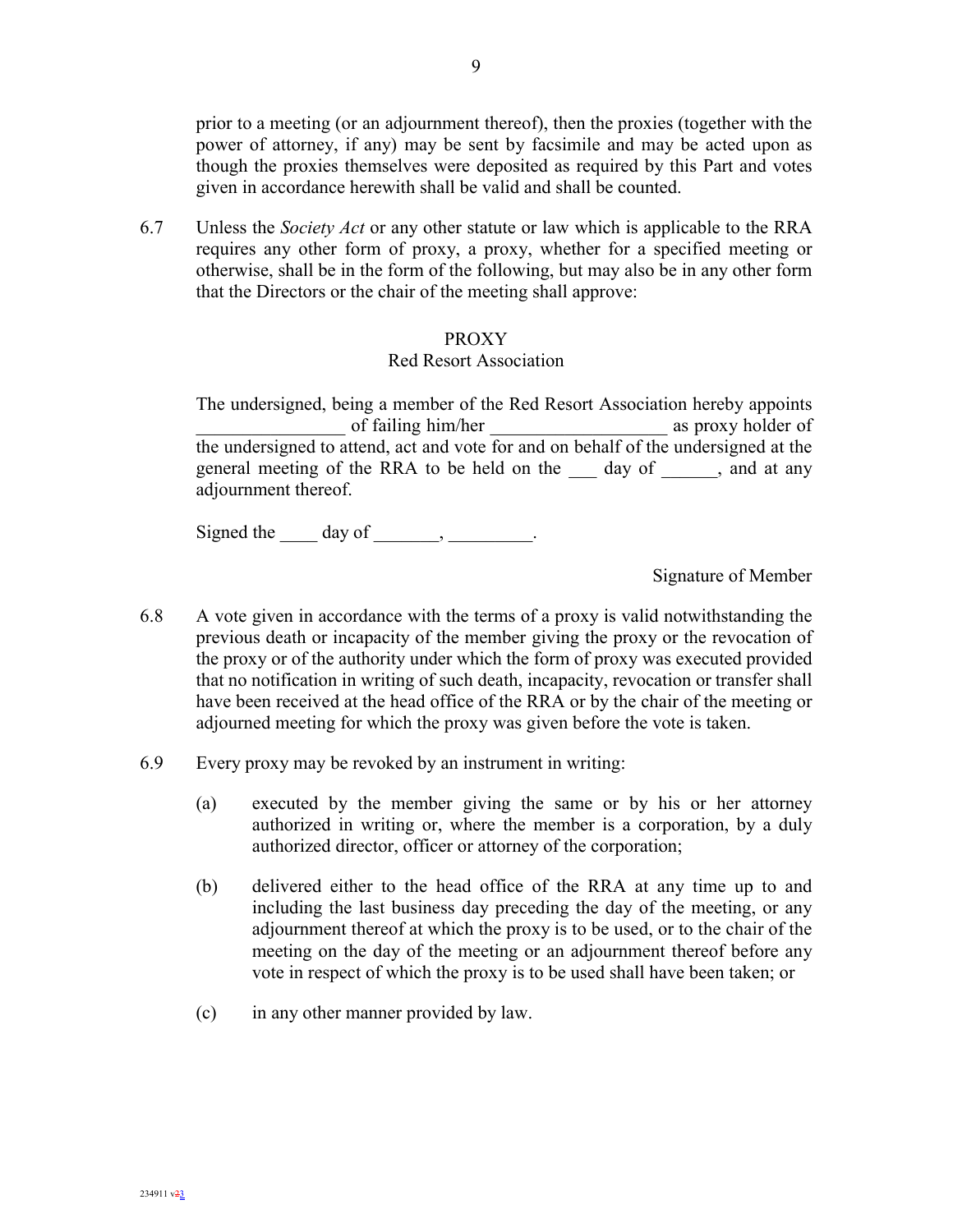prior to a meeting (or an adjournment thereof), then the proxies (together with the power of attorney, if any) may be sent by facsimile and may be acted upon as though the proxies themselves were deposited as required by this Part and votes given in accordance herewith shall be valid and shall be counted.

6.7 Unless the *Society Act* or any other statute or law which is applicable to the RRA requires any other form of proxy, a proxy, whether for a specified meeting or otherwise, shall be in the form of the following, but may also be in any other form that the Directors or the chair of the meeting shall approve:

PROXY
Red Resort Association

The undersigned, being a member of the Red Resort Association hereby appoints ________________ of failing him/her ___________________ as proxy holder of the undersigned to attend, act and vote for and on behalf of the undersigned at the general meeting of the RRA to be held on the ___ day of ______, and at any adjournment thereof.

Signed the ____ day of _______, _________.

Signature of Member

6.8 A vote given in accordance with the terms of a proxy is valid notwithstanding the previous death or incapacity of the member giving the proxy or the revocation of the proxy or of the authority under which the form of proxy was executed provided that no notification in writing of such death, incapacity, revocation or transfer shall have been received at the head office of the RRA or by the chair of the meeting or adjourned meeting for which the proxy was given before the vote is taken.

6.9 Every proxy may be revoked by an instrument in writing:

(a) executed by the member giving the same or by his or her attorney authorized in writing or, where the member is a corporation, by a duly authorized director, officer or attorney of the corporation;

(b) delivered either to the head office of the RRA at any time up to and including the last business day preceding the day of the meeting, or any adjournment thereof at which the proxy is to be used, or to the chair of the meeting on the day of the meeting or an adjournment thereof before any vote in respect of which the proxy is to be used shall have been taken; or

(c) in any other manner provided by law.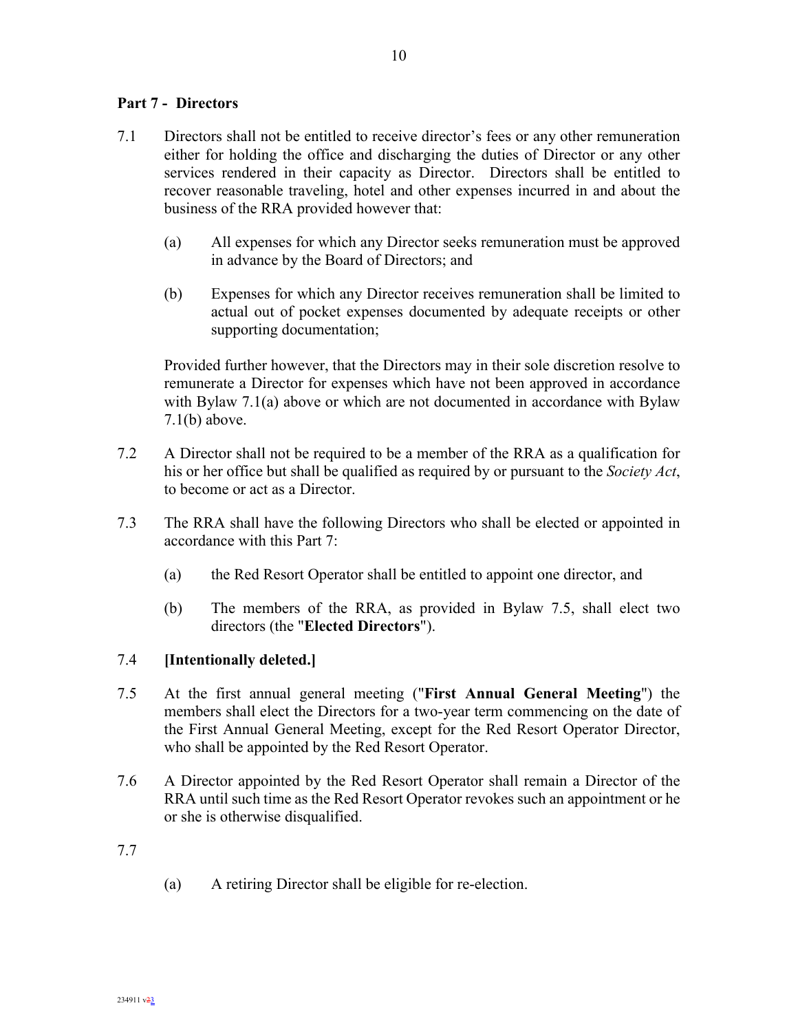## Part 7 - Directors

7.1 Directors shall not be entitled to receive director's fees or any other remuneration either for holding the office and discharging the duties of Director or any other services rendered in their capacity as Director. Directors shall be entitled to recover reasonable traveling, hotel and other expenses incurred in and about the business of the RRA provided however that:

(a) All expenses for which any Director seeks remuneration must be approved in advance by the Board of Directors; and

(b) Expenses for which any Director receives remuneration shall be limited to actual out of pocket expenses documented by adequate receipts or other supporting documentation;

Provided further however, that the Directors may in their sole discretion resolve to remunerate a Director for expenses which have not been approved in accordance with Bylaw 7.1(a) above or which are not documented in accordance with Bylaw 7.1(b) above.

7.2 A Director shall not be required to be a member of the RRA as a qualification for his or her office but shall be qualified as required by or pursuant to the *Society Act*, to become or act as a Director.

7.3 The RRA shall have the following Directors who shall be elected or appointed in accordance with this Part 7:

(a) the Red Resort Operator shall be entitled to appoint one director, and

(b) The members of the RRA, as provided in Bylaw 7.5, shall elect two directors (the "**Elected Directors**").

7.4 **[Intentionally deleted.]**

7.5 At the first annual general meeting ("**First Annual General Meeting**") the members shall elect the Directors for a two-year term commencing on the date of the First Annual General Meeting, except for the Red Resort Operator Director, who shall be appointed by the Red Resort Operator.

7.6 A Director appointed by the Red Resort Operator shall remain a Director of the RRA until such time as the Red Resort Operator revokes such an appointment or he or she is otherwise disqualified.

7.7

(a) A retiring Director shall be eligible for re-election.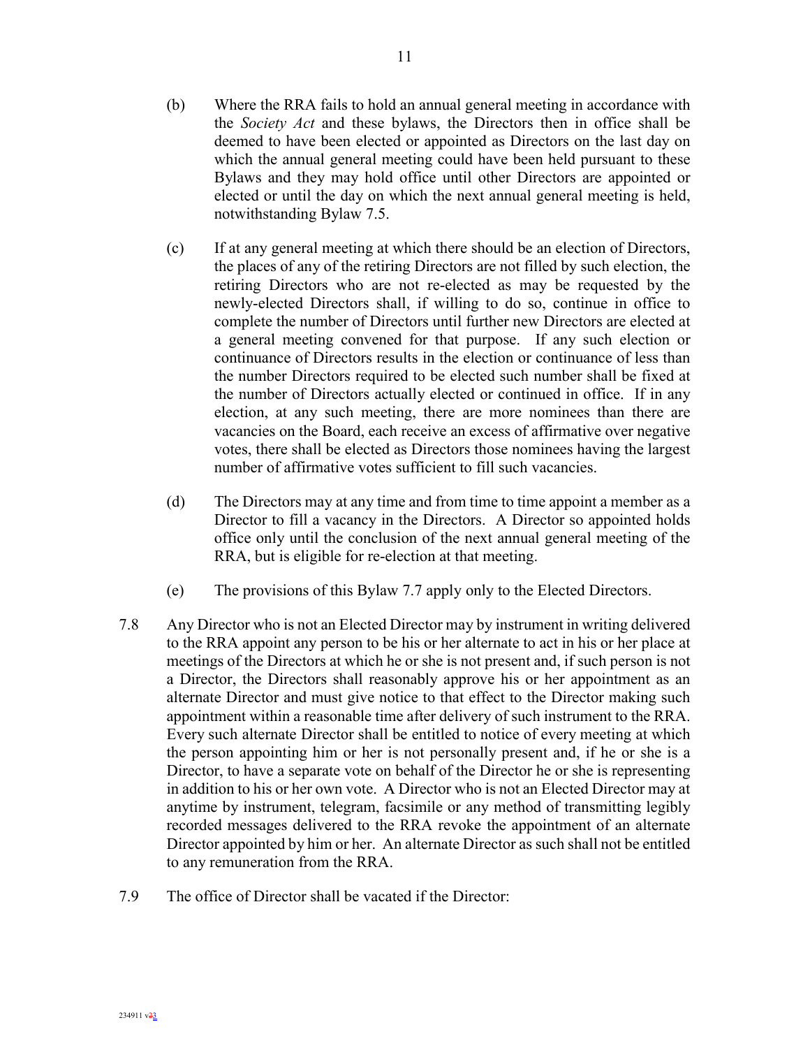(b) Where the RRA fails to hold an annual general meeting in accordance with the *Society Act* and these bylaws, the Directors then in office shall be deemed to have been elected or appointed as Directors on the last day on which the annual general meeting could have been held pursuant to these Bylaws and they may hold office until other Directors are appointed or elected or until the day on which the next annual general meeting is held, notwithstanding Bylaw 7.5.

(c) If at any general meeting at which there should be an election of Directors, the places of any of the retiring Directors are not filled by such election, the retiring Directors who are not re-elected as may be requested by the newly-elected Directors shall, if willing to do so, continue in office to complete the number of Directors until further new Directors are elected at a general meeting convened for that purpose. If any such election or continuance of Directors results in the election or continuance of less than the number Directors required to be elected such number shall be fixed at the number of Directors actually elected or continued in office. If in any election, at any such meeting, there are more nominees than there are vacancies on the Board, each receive an excess of affirmative over negative votes, there shall be elected as Directors those nominees having the largest number of affirmative votes sufficient to fill such vacancies.

(d) The Directors may at any time and from time to time appoint a member as a Director to fill a vacancy in the Directors. A Director so appointed holds office only until the conclusion of the next annual general meeting of the RRA, but is eligible for re-election at that meeting.

(e) The provisions of this Bylaw 7.7 apply only to the Elected Directors.

7.8 Any Director who is not an Elected Director may by instrument in writing delivered to the RRA appoint any person to be his or her alternate to act in his or her place at meetings of the Directors at which he or she is not present and, if such person is not a Director, the Directors shall reasonably approve his or her appointment as an alternate Director and must give notice to that effect to the Director making such appointment within a reasonable time after delivery of such instrument to the RRA. Every such alternate Director shall be entitled to notice of every meeting at which the person appointing him or her is not personally present and, if he or she is a Director, to have a separate vote on behalf of the Director he or she is representing in addition to his or her own vote. A Director who is not an Elected Director may at anytime by instrument, telegram, facsimile or any method of transmitting legibly recorded messages delivered to the RRA revoke the appointment of an alternate Director appointed by him or her. An alternate Director as such shall not be entitled to any remuneration from the RRA.

7.9 The office of Director shall be vacated if the Director: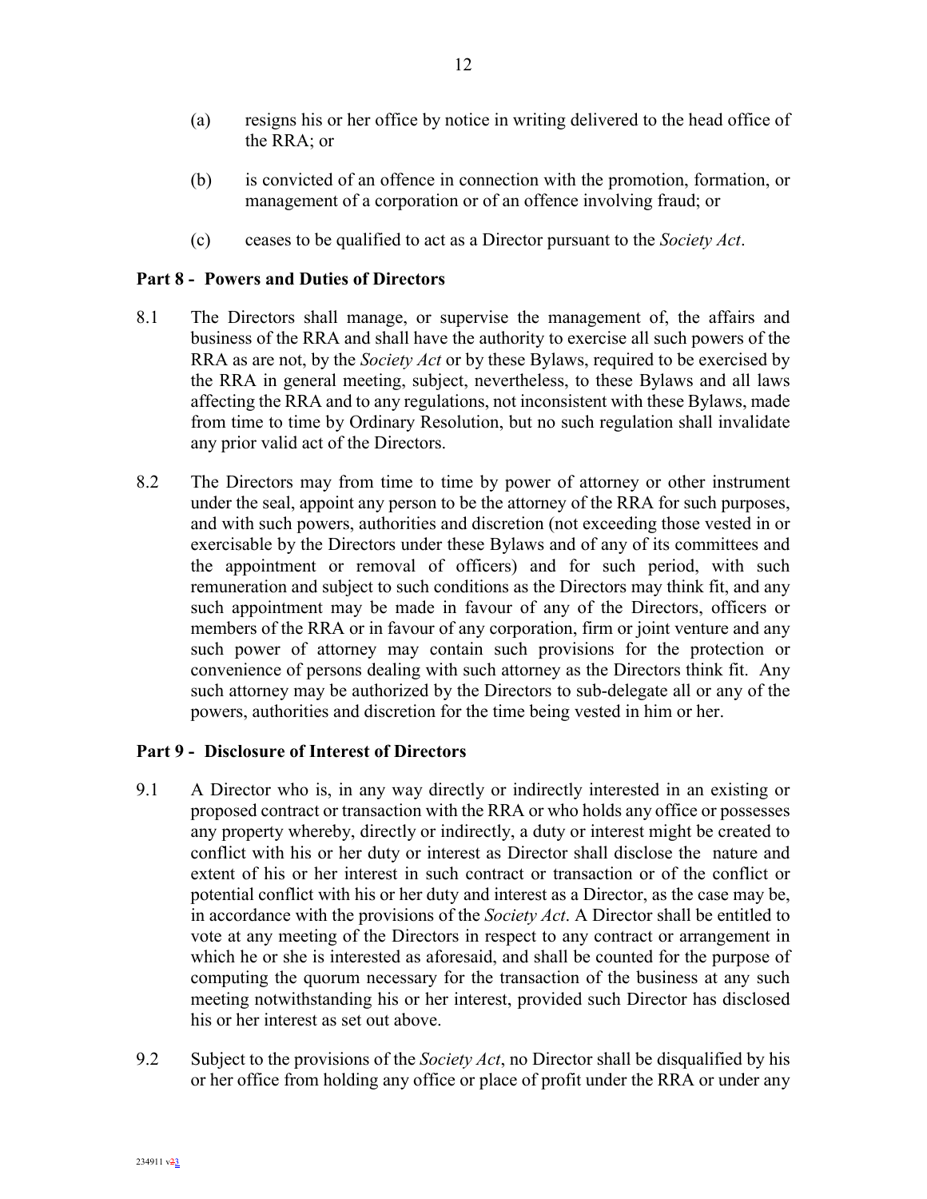(a) resigns his or her office by notice in writing delivered to the head office of the RRA; or

(b) is convicted of an offence in connection with the promotion, formation, or management of a corporation or of an offence involving fraud; or

(c) ceases to be qualified to act as a Director pursuant to the *Society Act*.

## Part 8 - Powers and Duties of Directors

8.1 The Directors shall manage, or supervise the management of, the affairs and business of the RRA and shall have the authority to exercise all such powers of the RRA as are not, by the *Society Act* or by these Bylaws, required to be exercised by the RRA in general meeting, subject, nevertheless, to these Bylaws and all laws affecting the RRA and to any regulations, not inconsistent with these Bylaws, made from time to time by Ordinary Resolution, but no such regulation shall invalidate any prior valid act of the Directors.

8.2 The Directors may from time to time by power of attorney or other instrument under the seal, appoint any person to be the attorney of the RRA for such purposes, and with such powers, authorities and discretion (not exceeding those vested in or exercisable by the Directors under these Bylaws and of any of its committees and the appointment or removal of officers) and for such period, with such remuneration and subject to such conditions as the Directors may think fit, and any such appointment may be made in favour of any of the Directors, officers or members of the RRA or in favour of any corporation, firm or joint venture and any such power of attorney may contain such provisions for the protection or convenience of persons dealing with such attorney as the Directors think fit. Any such attorney may be authorized by the Directors to sub-delegate all or any of the powers, authorities and discretion for the time being vested in him or her.

## Part 9 - Disclosure of Interest of Directors

9.1 A Director who is, in any way directly or indirectly interested in an existing or proposed contract or transaction with the RRA or who holds any office or possesses any property whereby, directly or indirectly, a duty or interest might be created to conflict with his or her duty or interest as Director shall disclose the nature and extent of his or her interest in such contract or transaction or of the conflict or potential conflict with his or her duty and interest as a Director, as the case may be, in accordance with the provisions of the *Society Act*. A Director shall be entitled to vote at any meeting of the Directors in respect to any contract or arrangement in which he or she is interested as aforesaid, and shall be counted for the purpose of computing the quorum necessary for the transaction of the business at any such meeting notwithstanding his or her interest, provided such Director has disclosed his or her interest as set out above.

9.2 Subject to the provisions of the *Society Act*, no Director shall be disqualified by his or her office from holding any office or place of profit under the RRA or under any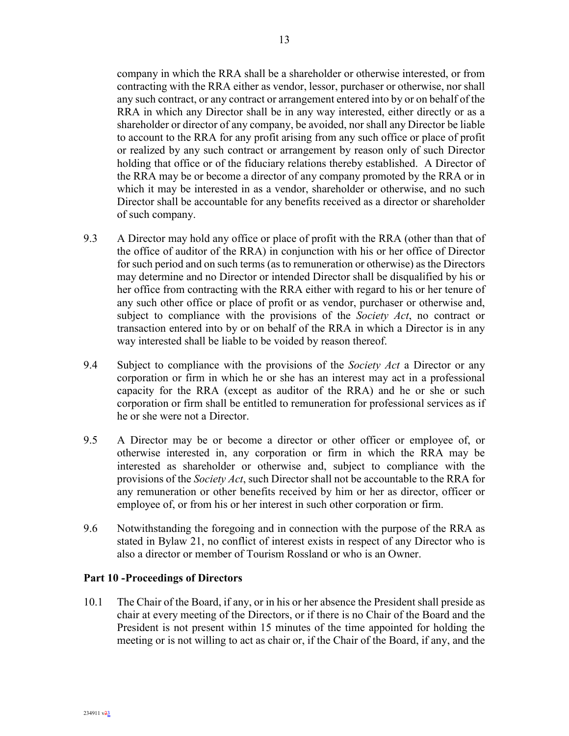company in which the RRA shall be a shareholder or otherwise interested, or from contracting with the RRA either as vendor, lessor, purchaser or otherwise, nor shall any such contract, or any contract or arrangement entered into by or on behalf of the RRA in which any Director shall be in any way interested, either directly or as a shareholder or director of any company, be avoided, nor shall any Director be liable to account to the RRA for any profit arising from any such office or place of profit or realized by any such contract or arrangement by reason only of such Director holding that office or of the fiduciary relations thereby established. A Director of the RRA may be or become a director of any company promoted by the RRA or in which it may be interested in as a vendor, shareholder or otherwise, and no such Director shall be accountable for any benefits received as a director or shareholder of such company.

9.3 A Director may hold any office or place of profit with the RRA (other than that of the office of auditor of the RRA) in conjunction with his or her office of Director for such period and on such terms (as to remuneration or otherwise) as the Directors may determine and no Director or intended Director shall be disqualified by his or her office from contracting with the RRA either with regard to his or her tenure of any such other office or place of profit or as vendor, purchaser or otherwise and, subject to compliance with the provisions of the *Society Act*, no contract or transaction entered into by or on behalf of the RRA in which a Director is in any way interested shall be liable to be voided by reason thereof.

9.4 Subject to compliance with the provisions of the *Society Act* a Director or any corporation or firm in which he or she has an interest may act in a professional capacity for the RRA (except as auditor of the RRA) and he or she or such corporation or firm shall be entitled to remuneration for professional services as if he or she were not a Director.

9.5 A Director may be or become a director or other officer or employee of, or otherwise interested in, any corporation or firm in which the RRA may be interested as shareholder or otherwise and, subject to compliance with the provisions of the *Society Act*, such Director shall not be accountable to the RRA for any remuneration or other benefits received by him or her as director, officer or employee of, or from his or her interest in such other corporation or firm.

9.6 Notwithstanding the foregoing and in connection with the purpose of the RRA as stated in Bylaw 21, no conflict of interest exists in respect of any Director who is also a director or member of Tourism Rossland or who is an Owner.

**Part 10 -Proceedings of Directors**

10.1 The Chair of the Board, if any, or in his or her absence the President shall preside as chair at every meeting of the Directors, or if there is no Chair of the Board and the President is not present within 15 minutes of the time appointed for holding the meeting or is not willing to act as chair or, if the Chair of the Board, if any, and the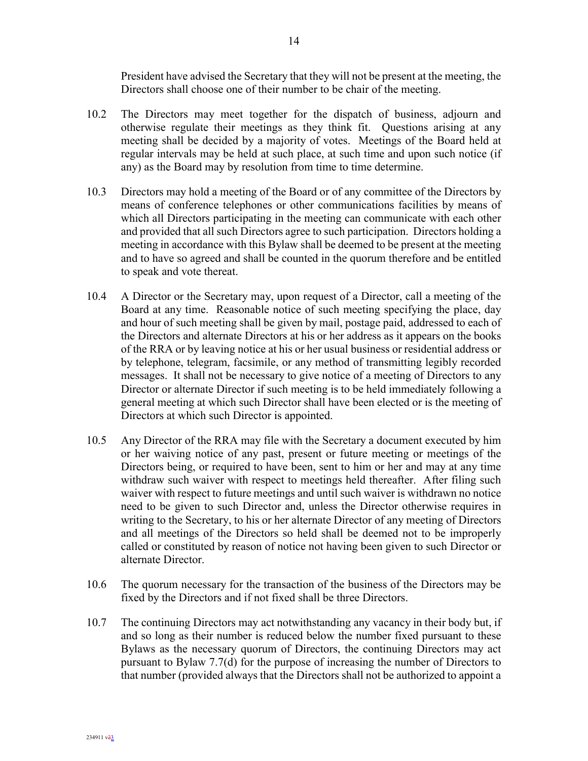President have advised the Secretary that they will not be present at the meeting, the Directors shall choose one of their number to be chair of the meeting.

10.2 The Directors may meet together for the dispatch of business, adjourn and otherwise regulate their meetings as they think fit. Questions arising at any meeting shall be decided by a majority of votes. Meetings of the Board held at regular intervals may be held at such place, at such time and upon such notice (if any) as the Board may by resolution from time to time determine.

10.3 Directors may hold a meeting of the Board or of any committee of the Directors by means of conference telephones or other communications facilities by means of which all Directors participating in the meeting can communicate with each other and provided that all such Directors agree to such participation. Directors holding a meeting in accordance with this Bylaw shall be deemed to be present at the meeting and to have so agreed and shall be counted in the quorum therefore and be entitled to speak and vote thereat.

10.4 A Director or the Secretary may, upon request of a Director, call a meeting of the Board at any time. Reasonable notice of such meeting specifying the place, day and hour of such meeting shall be given by mail, postage paid, addressed to each of the Directors and alternate Directors at his or her address as it appears on the books of the RRA or by leaving notice at his or her usual business or residential address or by telephone, telegram, facsimile, or any method of transmitting legibly recorded messages. It shall not be necessary to give notice of a meeting of Directors to any Director or alternate Director if such meeting is to be held immediately following a general meeting at which such Director shall have been elected or is the meeting of Directors at which such Director is appointed.

10.5 Any Director of the RRA may file with the Secretary a document executed by him or her waiving notice of any past, present or future meeting or meetings of the Directors being, or required to have been, sent to him or her and may at any time withdraw such waiver with respect to meetings held thereafter. After filing such waiver with respect to future meetings and until such waiver is withdrawn no notice need to be given to such Director and, unless the Director otherwise requires in writing to the Secretary, to his or her alternate Director of any meeting of Directors and all meetings of the Directors so held shall be deemed not to be improperly called or constituted by reason of notice not having been given to such Director or alternate Director.

10.6 The quorum necessary for the transaction of the business of the Directors may be fixed by the Directors and if not fixed shall be three Directors.

10.7 The continuing Directors may act notwithstanding any vacancy in their body but, if and so long as their number is reduced below the number fixed pursuant to these Bylaws as the necessary quorum of Directors, the continuing Directors may act pursuant to Bylaw 7.7(d) for the purpose of increasing the number of Directors to that number (provided always that the Directors shall not be authorized to appoint a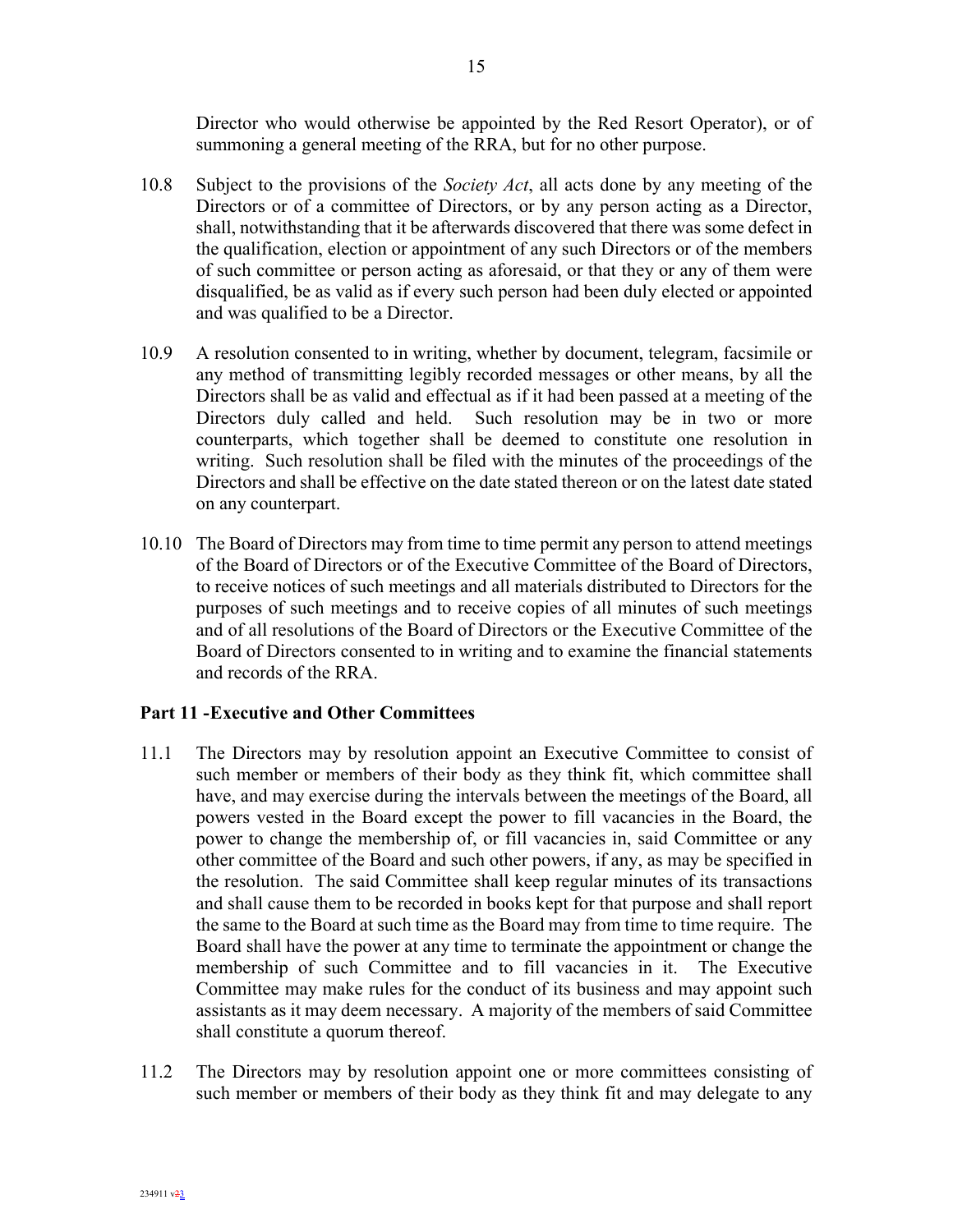Director who would otherwise be appointed by the Red Resort Operator), or of summoning a general meeting of the RRA, but for no other purpose.

10.8 Subject to the provisions of the *Society Act*, all acts done by any meeting of the Directors or of a committee of Directors, or by any person acting as a Director, shall, notwithstanding that it be afterwards discovered that there was some defect in the qualification, election or appointment of any such Directors or of the members of such committee or person acting as aforesaid, or that they or any of them were disqualified, be as valid as if every such person had been duly elected or appointed and was qualified to be a Director.

10.9 A resolution consented to in writing, whether by document, telegram, facsimile or any method of transmitting legibly recorded messages or other means, by all the Directors shall be as valid and effectual as if it had been passed at a meeting of the Directors duly called and held. Such resolution may be in two or more counterparts, which together shall be deemed to constitute one resolution in writing. Such resolution shall be filed with the minutes of the proceedings of the Directors and shall be effective on the date stated thereon or on the latest date stated on any counterpart.

10.10 The Board of Directors may from time to time permit any person to attend meetings of the Board of Directors or of the Executive Committee of the Board of Directors, to receive notices of such meetings and all materials distributed to Directors for the purposes of such meetings and to receive copies of all minutes of such meetings and of all resolutions of the Board of Directors or the Executive Committee of the Board of Directors consented to in writing and to examine the financial statements and records of the RRA.

## Part 11 -Executive and Other Committees

11.1 The Directors may by resolution appoint an Executive Committee to consist of such member or members of their body as they think fit, which committee shall have, and may exercise during the intervals between the meetings of the Board, all powers vested in the Board except the power to fill vacancies in the Board, the power to change the membership of, or fill vacancies in, said Committee or any other committee of the Board and such other powers, if any, as may be specified in the resolution. The said Committee shall keep regular minutes of its transactions and shall cause them to be recorded in books kept for that purpose and shall report the same to the Board at such time as the Board may from time to time require. The Board shall have the power at any time to terminate the appointment or change the membership of such Committee and to fill vacancies in it. The Executive Committee may make rules for the conduct of its business and may appoint such assistants as it may deem necessary. A majority of the members of said Committee shall constitute a quorum thereof.

11.2 The Directors may by resolution appoint one or more committees consisting of such member or members of their body as they think fit and may delegate to any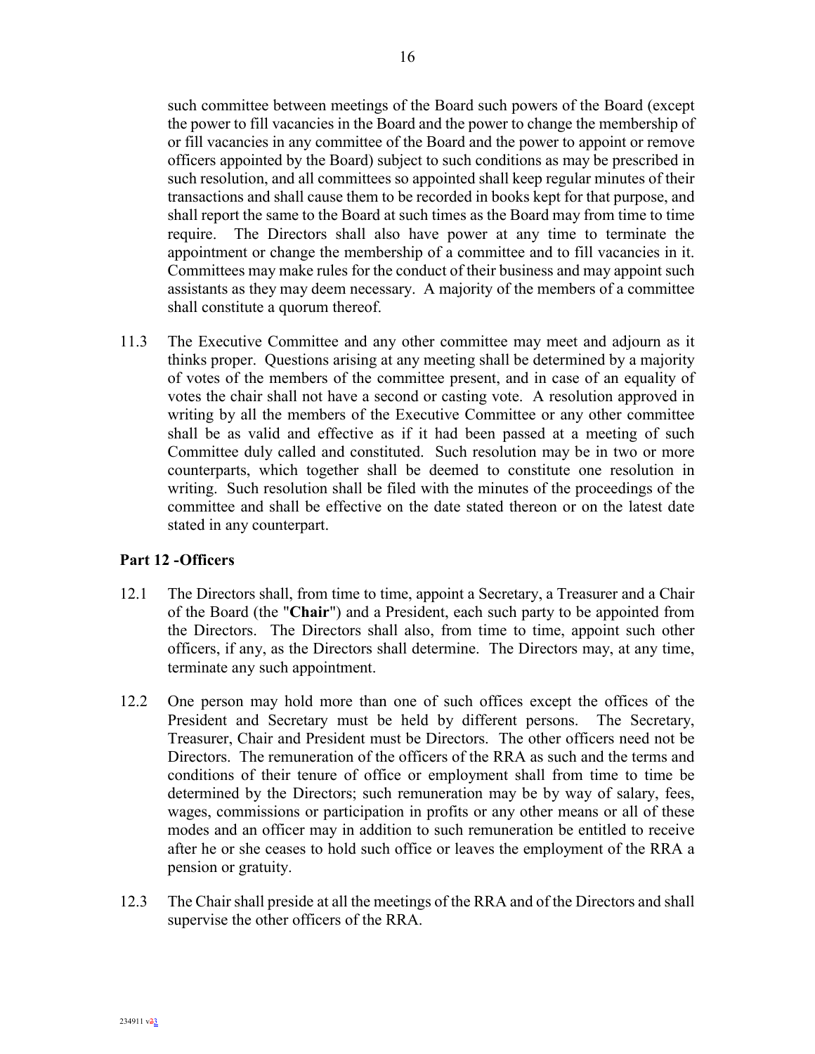such committee between meetings of the Board such powers of the Board (except the power to fill vacancies in the Board and the power to change the membership of or fill vacancies in any committee of the Board and the power to appoint or remove officers appointed by the Board) subject to such conditions as may be prescribed in such resolution, and all committees so appointed shall keep regular minutes of their transactions and shall cause them to be recorded in books kept for that purpose, and shall report the same to the Board at such times as the Board may from time to time require. The Directors shall also have power at any time to terminate the appointment or change the membership of a committee and to fill vacancies in it. Committees may make rules for the conduct of their business and may appoint such assistants as they may deem necessary. A majority of the members of a committee shall constitute a quorum thereof.

11.3 The Executive Committee and any other committee may meet and adjourn as it thinks proper. Questions arising at any meeting shall be determined by a majority of votes of the members of the committee present, and in case of an equality of votes the chair shall not have a second or casting vote. A resolution approved in writing by all the members of the Executive Committee or any other committee shall be as valid and effective as if it had been passed at a meeting of such Committee duly called and constituted. Such resolution may be in two or more counterparts, which together shall be deemed to constitute one resolution in writing. Such resolution shall be filed with the minutes of the proceedings of the committee and shall be effective on the date stated thereon or on the latest date stated in any counterpart.

**Part 12 -Officers**

12.1 The Directors shall, from time to time, appoint a Secretary, a Treasurer and a Chair of the Board (the "**Chair**") and a President, each such party to be appointed from the Directors. The Directors shall also, from time to time, appoint such other officers, if any, as the Directors shall determine. The Directors may, at any time, terminate any such appointment.

12.2 One person may hold more than one of such offices except the offices of the President and Secretary must be held by different persons. The Secretary, Treasurer, Chair and President must be Directors. The other officers need not be Directors. The remuneration of the officers of the RRA as such and the terms and conditions of their tenure of office or employment shall from time to time be determined by the Directors; such remuneration may be by way of salary, fees, wages, commissions or participation in profits or any other means or all of these modes and an officer may in addition to such remuneration be entitled to receive after he or she ceases to hold such office or leaves the employment of the RRA a pension or gratuity.

12.3 The Chair shall preside at all the meetings of the RRA and of the Directors and shall supervise the other officers of the RRA.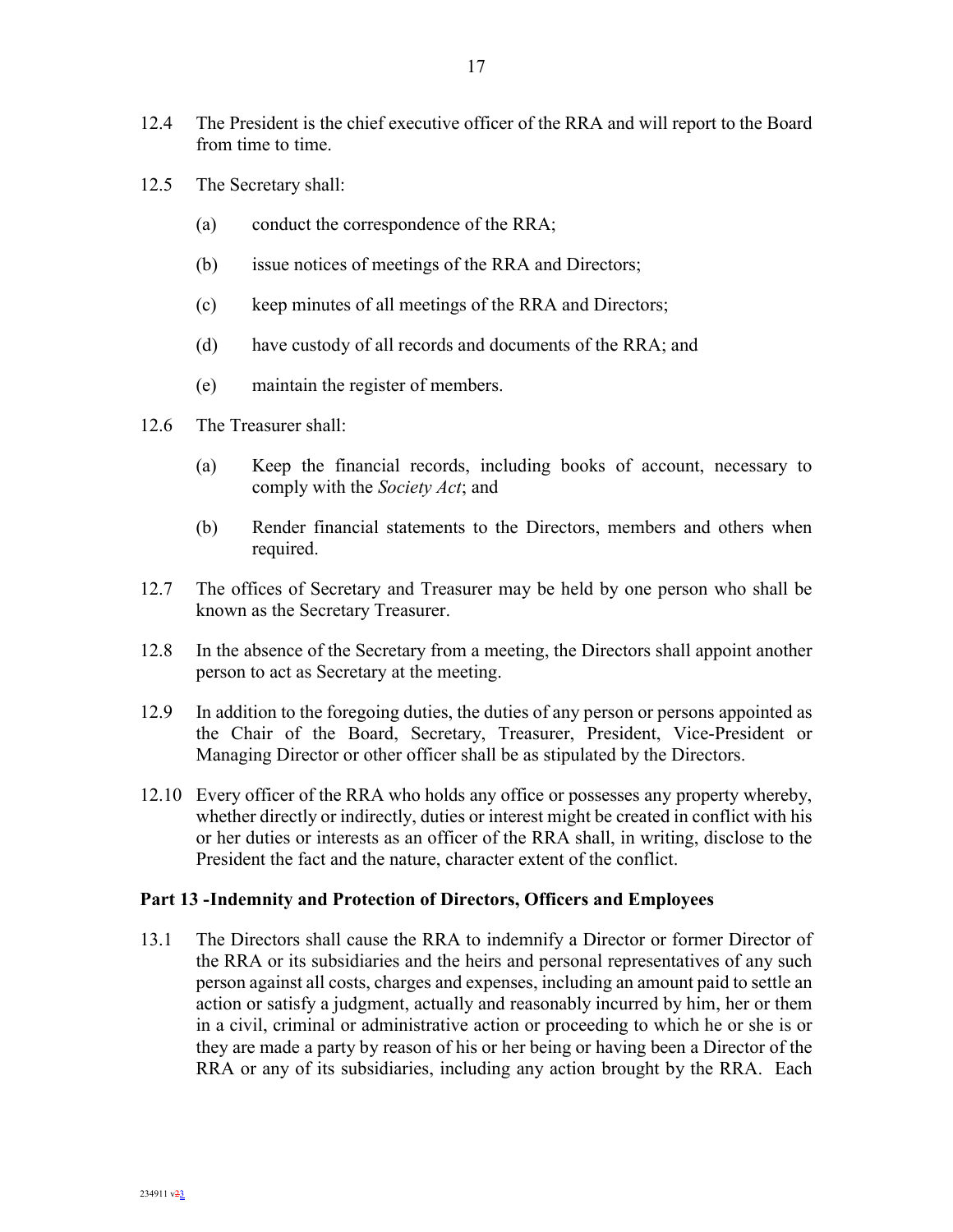12.4 The President is the chief executive officer of the RRA and will report to the Board from time to time.

12.5 The Secretary shall:

(a) conduct the correspondence of the RRA;

(b) issue notices of meetings of the RRA and Directors;

(c) keep minutes of all meetings of the RRA and Directors;

(d) have custody of all records and documents of the RRA; and

(e) maintain the register of members.

12.6 The Treasurer shall:

(a) Keep the financial records, including books of account, necessary to comply with the *Society Act*; and

(b) Render financial statements to the Directors, members and others when required.

12.7 The offices of Secretary and Treasurer may be held by one person who shall be known as the Secretary Treasurer.

12.8 In the absence of the Secretary from a meeting, the Directors shall appoint another person to act as Secretary at the meeting.

12.9 In addition to the foregoing duties, the duties of any person or persons appointed as the Chair of the Board, Secretary, Treasurer, President, Vice-President or Managing Director or other officer shall be as stipulated by the Directors.

12.10 Every officer of the RRA who holds any office or possesses any property whereby, whether directly or indirectly, duties or interest might be created in conflict with his or her duties or interests as an officer of the RRA shall, in writing, disclose to the President the fact and the nature, character extent of the conflict.

### Part 13 -Indemnity and Protection of Directors, Officers and Employees

13.1 The Directors shall cause the RRA to indemnify a Director or former Director of the RRA or its subsidiaries and the heirs and personal representatives of any such person against all costs, charges and expenses, including an amount paid to settle an action or satisfy a judgment, actually and reasonably incurred by him, her or them in a civil, criminal or administrative action or proceeding to which he or she is or they are made a party by reason of his or her being or having been a Director of the RRA or any of its subsidiaries, including any action brought by the RRA. Each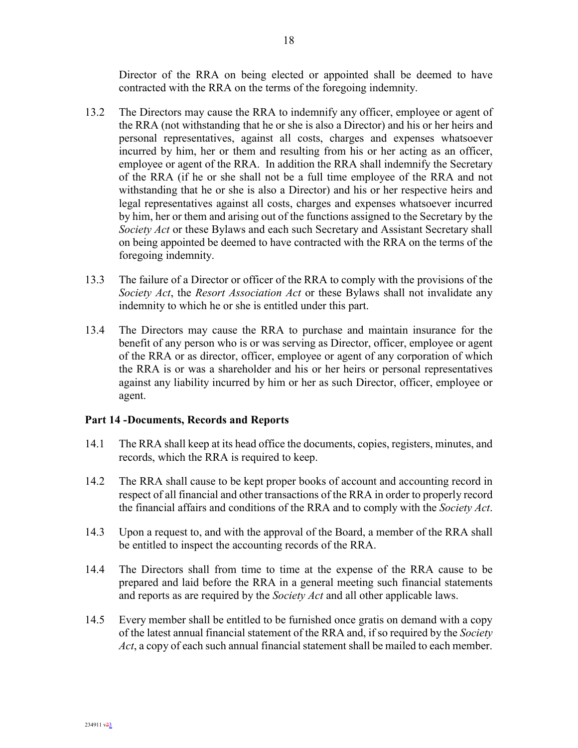Director of the RRA on being elected or appointed shall be deemed to have contracted with the RRA on the terms of the foregoing indemnity.

13.2 The Directors may cause the RRA to indemnify any officer, employee or agent of the RRA (not withstanding that he or she is also a Director) and his or her heirs and personal representatives, against all costs, charges and expenses whatsoever incurred by him, her or them and resulting from his or her acting as an officer, employee or agent of the RRA. In addition the RRA shall indemnify the Secretary of the RRA (if he or she shall not be a full time employee of the RRA and not withstanding that he or she is also a Director) and his or her respective heirs and legal representatives against all costs, charges and expenses whatsoever incurred by him, her or them and arising out of the functions assigned to the Secretary by the *Society Act* or these Bylaws and each such Secretary and Assistant Secretary shall on being appointed be deemed to have contracted with the RRA on the terms of the foregoing indemnity.

13.3 The failure of a Director or officer of the RRA to comply with the provisions of the *Society Act*, the *Resort Association Act* or these Bylaws shall not invalidate any indemnity to which he or she is entitled under this part.

13.4 The Directors may cause the RRA to purchase and maintain insurance for the benefit of any person who is or was serving as Director, officer, employee or agent of the RRA or as director, officer, employee or agent of any corporation of which the RRA is or was a shareholder and his or her heirs or personal representatives against any liability incurred by him or her as such Director, officer, employee or agent.

**Part 14 -Documents, Records and Reports**

14.1 The RRA shall keep at its head office the documents, copies, registers, minutes, and records, which the RRA is required to keep.

14.2 The RRA shall cause to be kept proper books of account and accounting record in respect of all financial and other transactions of the RRA in order to properly record the financial affairs and conditions of the RRA and to comply with the *Society Act*.

14.3 Upon a request to, and with the approval of the Board, a member of the RRA shall be entitled to inspect the accounting records of the RRA.

14.4 The Directors shall from time to time at the expense of the RRA cause to be prepared and laid before the RRA in a general meeting such financial statements and reports as are required by the *Society Act* and all other applicable laws.

14.5 Every member shall be entitled to be furnished once gratis on demand with a copy of the latest annual financial statement of the RRA and, if so required by the *Society Act*, a copy of each such annual financial statement shall be mailed to each member.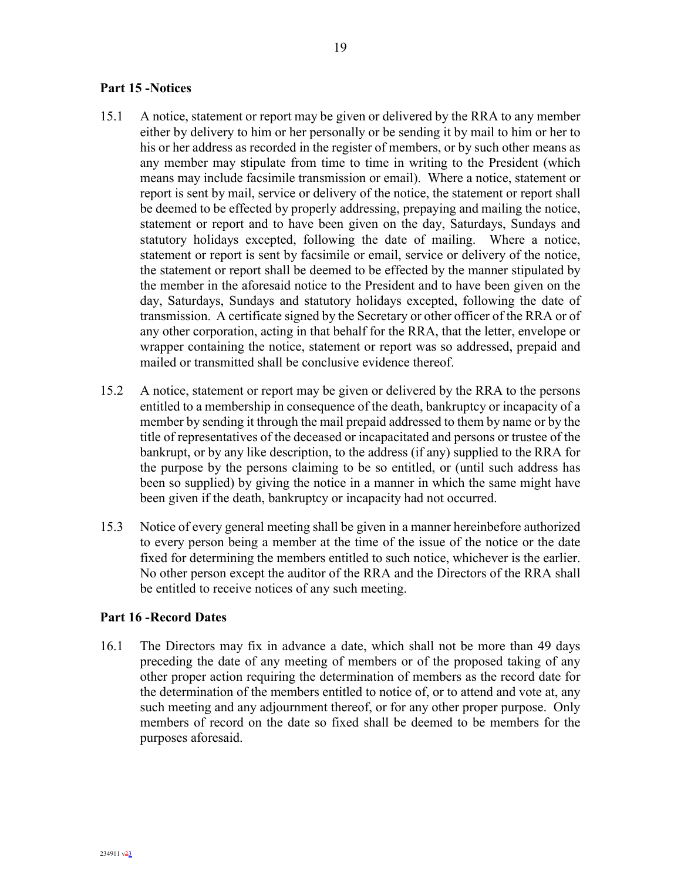## Part 15 -Notices

15.1 A notice, statement or report may be given or delivered by the RRA to any member either by delivery to him or her personally or be sending it by mail to him or her to his or her address as recorded in the register of members, or by such other means as any member may stipulate from time to time in writing to the President (which means may include facsimile transmission or email). Where a notice, statement or report is sent by mail, service or delivery of the notice, the statement or report shall be deemed to be effected by properly addressing, prepaying and mailing the notice, statement or report and to have been given on the day, Saturdays, Sundays and statutory holidays excepted, following the date of mailing. Where a notice, statement or report is sent by facsimile or email, service or delivery of the notice, the statement or report shall be deemed to be effected by the manner stipulated by the member in the aforesaid notice to the President and to have been given on the day, Saturdays, Sundays and statutory holidays excepted, following the date of transmission. A certificate signed by the Secretary or other officer of the RRA or of any other corporation, acting in that behalf for the RRA, that the letter, envelope or wrapper containing the notice, statement or report was so addressed, prepaid and mailed or transmitted shall be conclusive evidence thereof.

15.2 A notice, statement or report may be given or delivered by the RRA to the persons entitled to a membership in consequence of the death, bankruptcy or incapacity of a member by sending it through the mail prepaid addressed to them by name or by the title of representatives of the deceased or incapacitated and persons or trustee of the bankrupt, or by any like description, to the address (if any) supplied to the RRA for the purpose by the persons claiming to be so entitled, or (until such address has been so supplied) by giving the notice in a manner in which the same might have been given if the death, bankruptcy or incapacity had not occurred.

15.3 Notice of every general meeting shall be given in a manner hereinbefore authorized to every person being a member at the time of the issue of the notice or the date fixed for determining the members entitled to such notice, whichever is the earlier. No other person except the auditor of the RRA and the Directors of the RRA shall be entitled to receive notices of any such meeting.

## Part 16 -Record Dates

16.1 The Directors may fix in advance a date, which shall not be more than 49 days preceding the date of any meeting of members or of the proposed taking of any other proper action requiring the determination of members as the record date for the determination of the members entitled to notice of, or to attend and vote at, any such meeting and any adjournment thereof, or for any other proper purpose. Only members of record on the date so fixed shall be deemed to be members for the purposes aforesaid.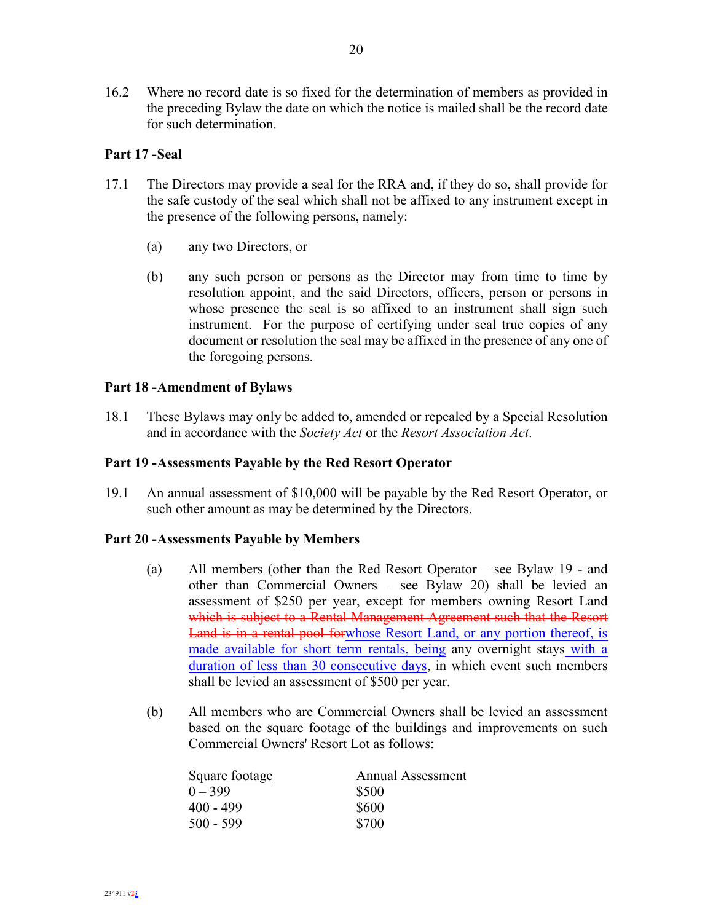16.2 Where no record date is so fixed for the determination of members as provided in the preceding Bylaw the date on which the notice is mailed shall be the record date for such determination.

**Part 17 -Seal**

17.1 The Directors may provide a seal for the RRA and, if they do so, shall provide for the safe custody of the seal which shall not be affixed to any instrument except in the presence of the following persons, namely:

(a) any two Directors, or

(b) any such person or persons as the Director may from time to time by resolution appoint, and the said Directors, officers, person or persons in whose presence the seal is so affixed to an instrument shall sign such instrument. For the purpose of certifying under seal true copies of any document or resolution the seal may be affixed in the presence of any one of the foregoing persons.

**Part 18 -Amendment of Bylaws**

18.1 These Bylaws may only be added to, amended or repealed by a Special Resolution and in accordance with the *Society Act* or the *Resort Association Act*.

**Part 19 -Assessments Payable by the Red Resort Operator**

19.1 An annual assessment of $10,000 will be payable by the Red Resort Operator, or such other amount as may be determined by the Directors.

**Part 20 -Assessments Payable by Members**

(a) All members (other than the Red Resort Operator – see Bylaw 19 - and other than Commercial Owners – see Bylaw 20) shall be levied an assessment of $250 per year, except for members owning Resort Land ~~which is subject to a Rental Management Agreement such that the Resort Land is in a rental pool for~~whose Resort Land, or any portion thereof, is made available for short term rentals, being any overnight stays with a duration of less than 30 consecutive days, in which event such members shall be levied an assessment of $500 per year.

(b) All members who are Commercial Owners shall be levied an assessment based on the square footage of the buildings and improvements on such Commercial Owners' Resort Lot as follows:

| Square footage | Annual Assessment |
|---|---|
| 0 – 399 | $500 |
| 400 - 499 | $600 |
| 500 - 599 | $700 |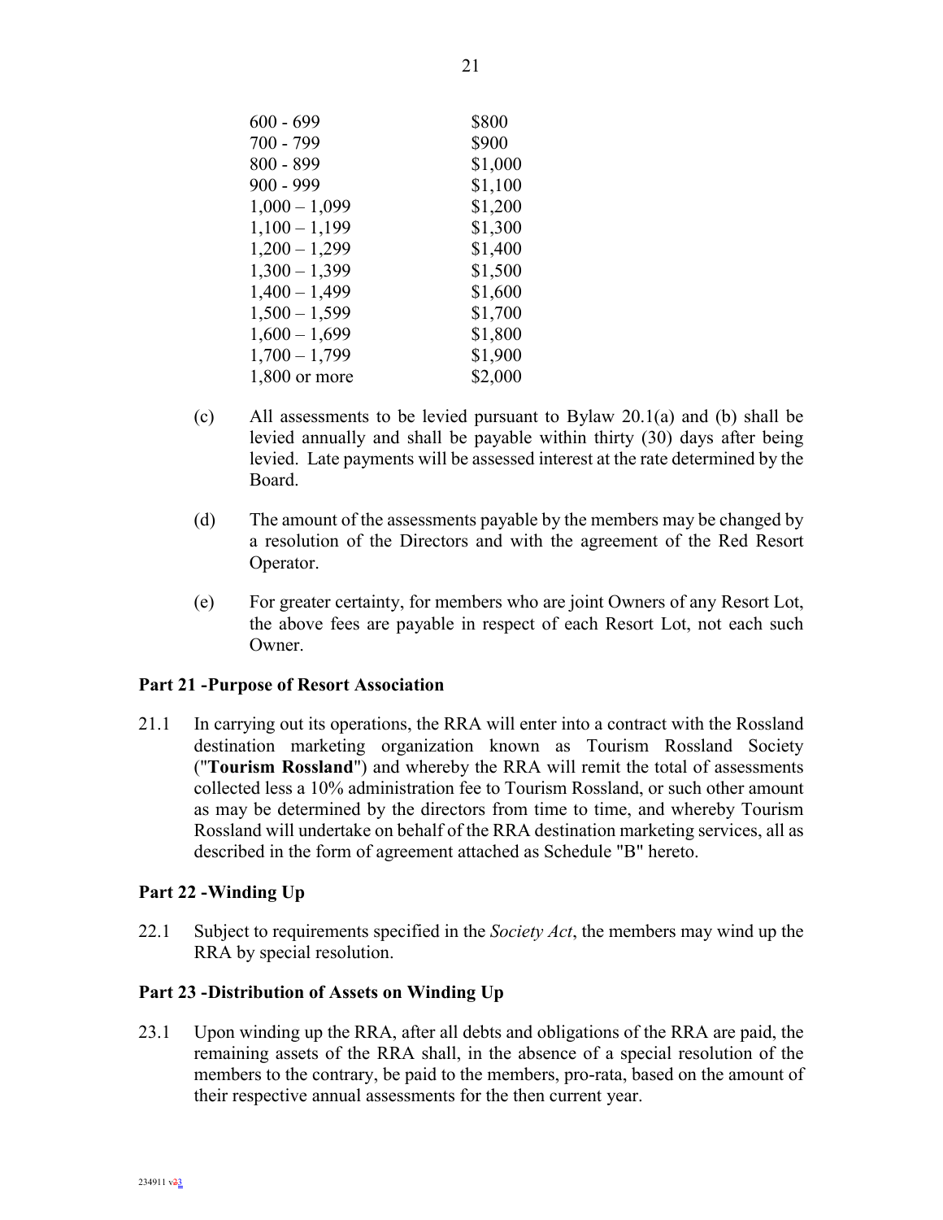| | |
|---|---|
| 600 - 699 | $800 |
| 700 - 799 | $900 |
| 800 - 899 | $1,000 |
| 900 - 999 | $1,100 |
| 1,000 – 1,099 | $1,200 |
| 1,100 – 1,199 | $1,300 |
| 1,200 – 1,299 | $1,400 |
| 1,300 – 1,399 | $1,500 |
| 1,400 – 1,499 | $1,600 |
| 1,500 – 1,599 | $1,700 |
| 1,600 – 1,699 | $1,800 |
| 1,700 – 1,799 | $1,900 |
| 1,800 or more | $2,000 |

(c) All assessments to be levied pursuant to Bylaw 20.1(a) and (b) shall be levied annually and shall be payable within thirty (30) days after being levied. Late payments will be assessed interest at the rate determined by the Board.

(d) The amount of the assessments payable by the members may be changed by a resolution of the Directors and with the agreement of the Red Resort Operator.

(e) For greater certainty, for members who are joint Owners of any Resort Lot, the above fees are payable in respect of each Resort Lot, not each such Owner.

### Part 21 -Purpose of Resort Association

21.1 In carrying out its operations, the RRA will enter into a contract with the Rossland destination marketing organization known as Tourism Rossland Society ("**Tourism Rossland**") and whereby the RRA will remit the total of assessments collected less a 10% administration fee to Tourism Rossland, or such other amount as may be determined by the directors from time to time, and whereby Tourism Rossland will undertake on behalf of the RRA destination marketing services, all as described in the form of agreement attached as Schedule "B" hereto.

### Part 22 -Winding Up

22.1 Subject to requirements specified in the *Society Act*, the members may wind up the RRA by special resolution.

### Part 23 -Distribution of Assets on Winding Up

23.1 Upon winding up the RRA, after all debts and obligations of the RRA are paid, the remaining assets of the RRA shall, in the absence of a special resolution of the members to the contrary, be paid to the members, pro-rata, based on the amount of their respective annual assessments for the then current year.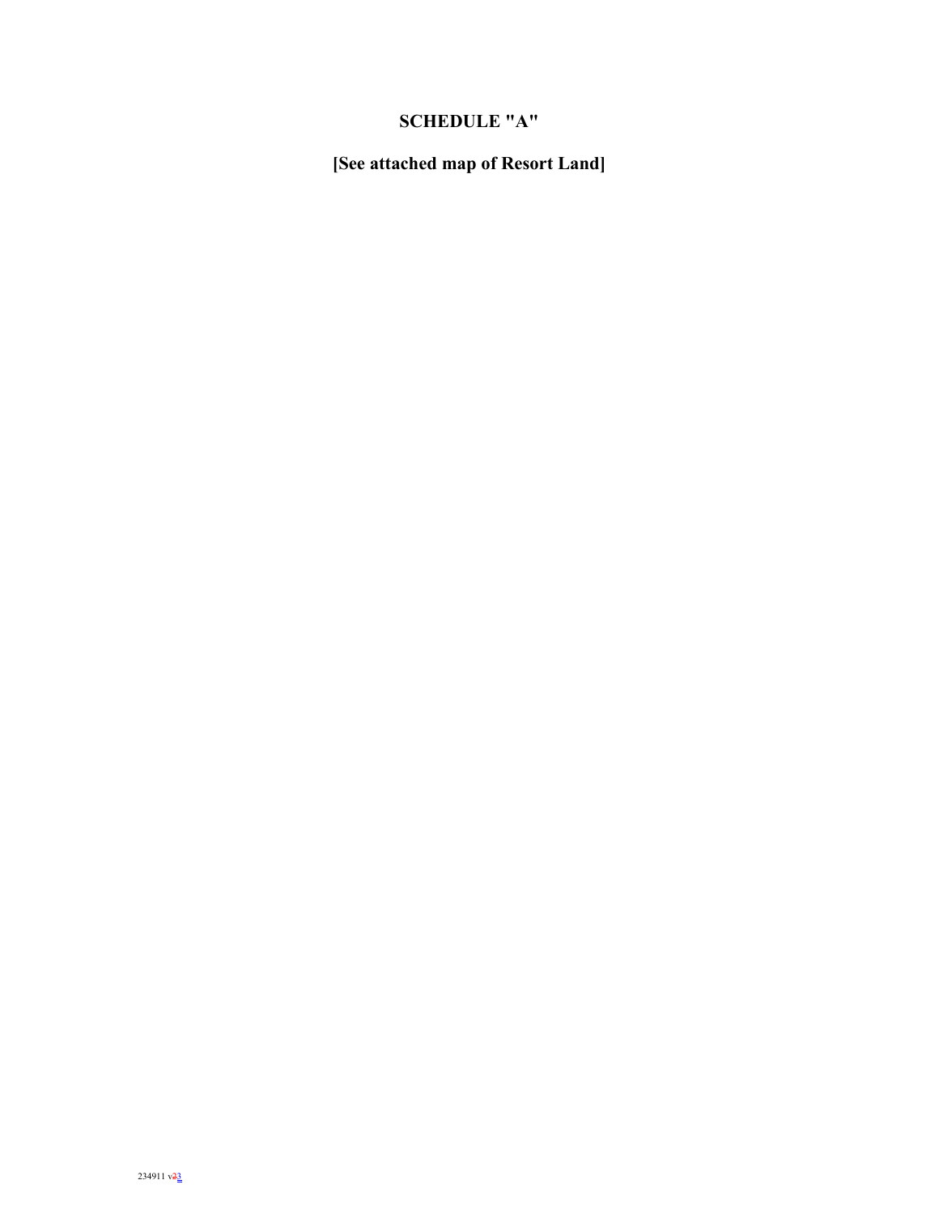# SCHEDULE "A"

## [See attached map of Resort Land]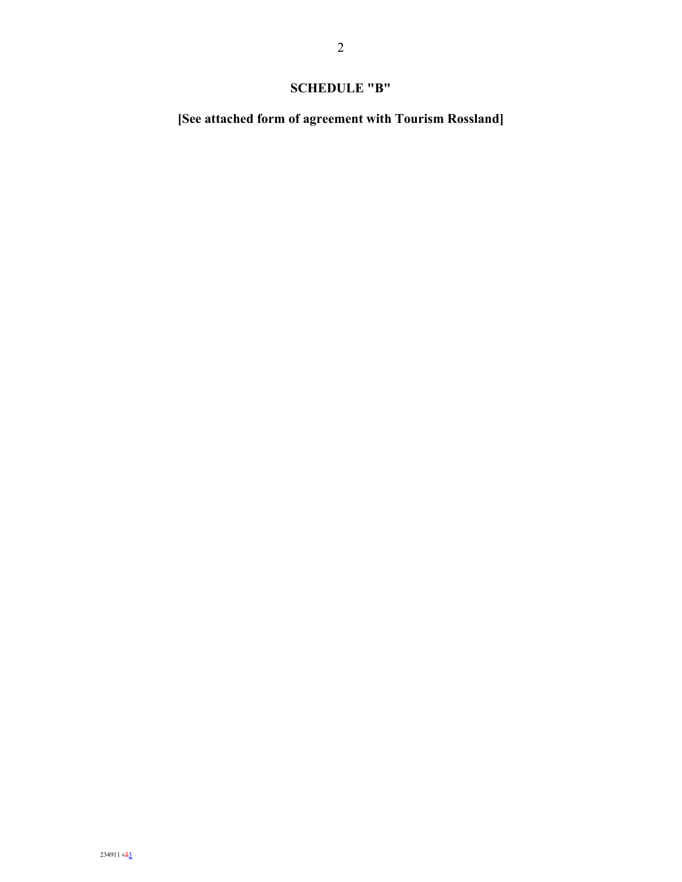**SCHEDULE "B"**

**[See attached form of agreement with Tourism Rossland]**

234911 v23